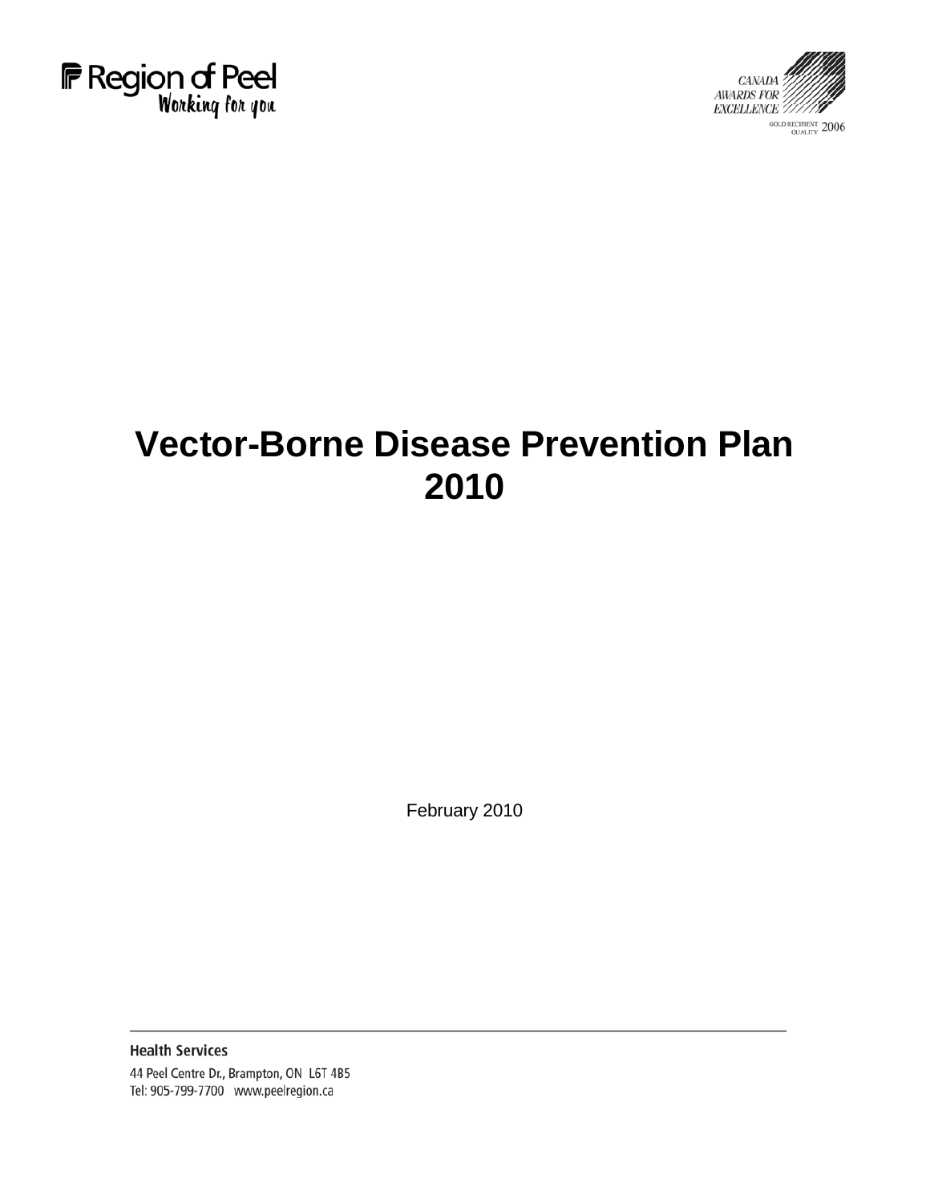Region of Peel
Working for you

CANADA AWARDS FOR EXCELLENCE
GOLD RECIPIENT QUALITY 2006

# Vector-Borne Disease Prevention Plan 2010

February 2010

**Health Services**
44 Peel Centre Dr., Brampton, ON L6T 4B5
Tel: 905-799-7700 www.peelregion.ca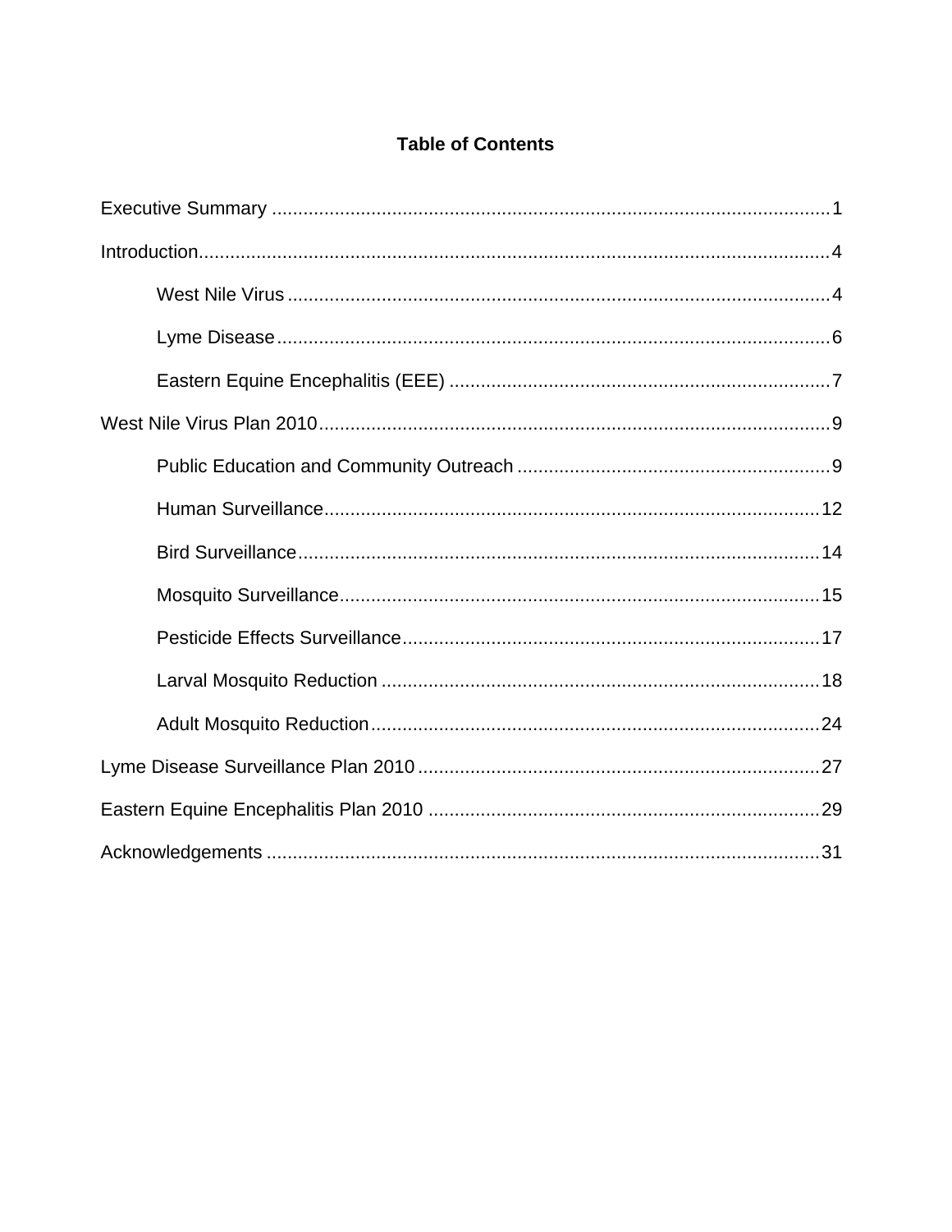# Table of Contents

Executive Summary .......................................................................................................... 1

Introduction....................................................................................................................... 4

- West Nile Virus ........................................................................................................ 4
- Lyme Disease .......................................................................................................... 6
- Eastern Equine Encephalitis (EEE) ........................................................................ 7

West Nile Virus Plan 2010 .................................................................................................. 9

- Public Education and Community Outreach ............................................................ 9
- Human Surveillance ............................................................................................... 12
- Bird Surveillance .................................................................................................... 14
- Mosquito Surveillance ............................................................................................ 15
- Pesticide Effects Surveillance ................................................................................ 17
- Larval Mosquito Reduction .................................................................................... 18
- Adult Mosquito Reduction ...................................................................................... 24

Lyme Disease Surveillance Plan 2010 ............................................................................. 27

Eastern Equine Encephalitis Plan 2010 ........................................................................... 29

Acknowledgements ......................................................................................................... 31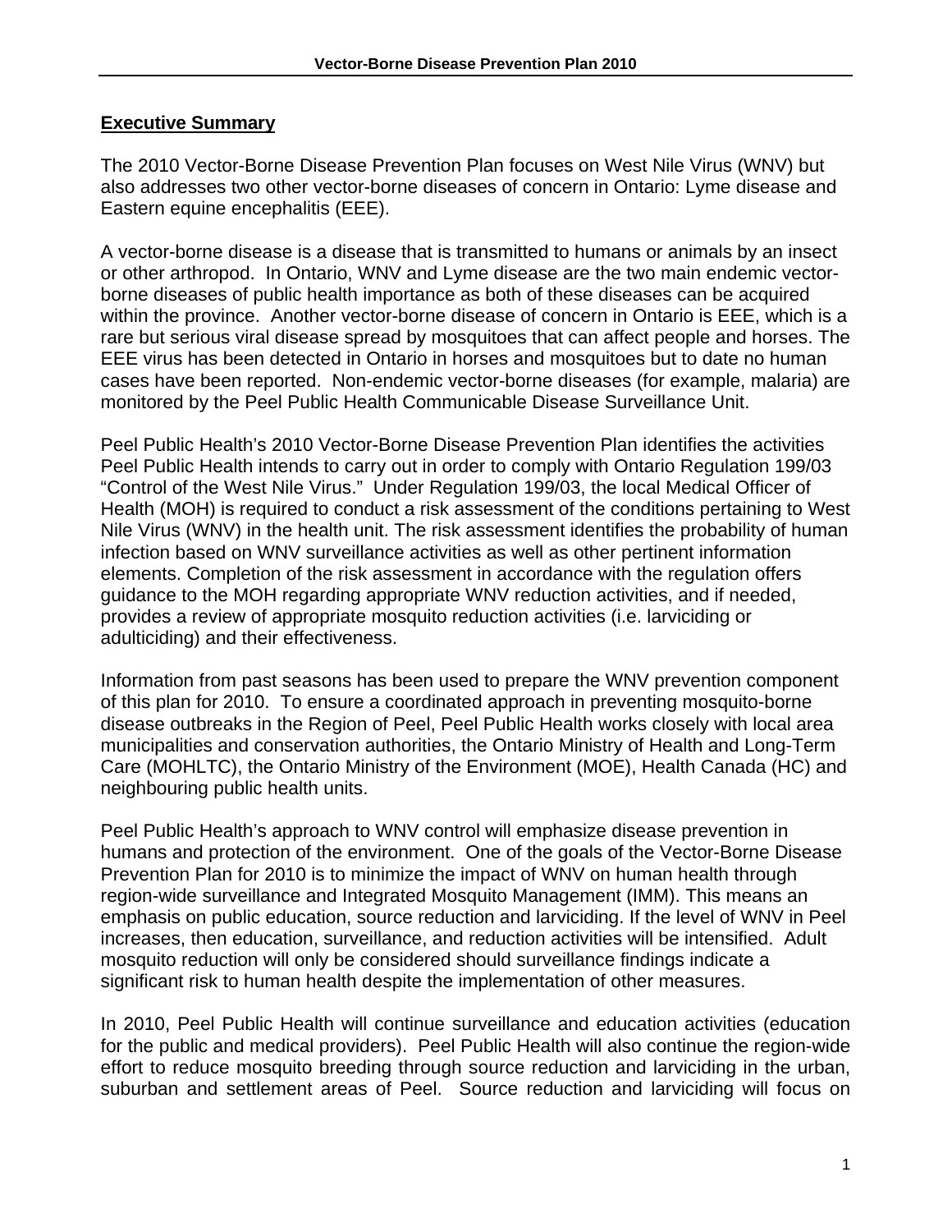## Executive Summary

The 2010 Vector-Borne Disease Prevention Plan focuses on West Nile Virus (WNV) but also addresses two other vector-borne diseases of concern in Ontario: Lyme disease and Eastern equine encephalitis (EEE).

A vector-borne disease is a disease that is transmitted to humans or animals by an insect or other arthropod. In Ontario, WNV and Lyme disease are the two main endemic vector-borne diseases of public health importance as both of these diseases can be acquired within the province. Another vector-borne disease of concern in Ontario is EEE, which is a rare but serious viral disease spread by mosquitoes that can affect people and horses. The EEE virus has been detected in Ontario in horses and mosquitoes but to date no human cases have been reported. Non-endemic vector-borne diseases (for example, malaria) are monitored by the Peel Public Health Communicable Disease Surveillance Unit.

Peel Public Health's 2010 Vector-Borne Disease Prevention Plan identifies the activities Peel Public Health intends to carry out in order to comply with Ontario Regulation 199/03 "Control of the West Nile Virus." Under Regulation 199/03, the local Medical Officer of Health (MOH) is required to conduct a risk assessment of the conditions pertaining to West Nile Virus (WNV) in the health unit. The risk assessment identifies the probability of human infection based on WNV surveillance activities as well as other pertinent information elements. Completion of the risk assessment in accordance with the regulation offers guidance to the MOH regarding appropriate WNV reduction activities, and if needed, provides a review of appropriate mosquito reduction activities (i.e. larviciding or adulticiding) and their effectiveness.

Information from past seasons has been used to prepare the WNV prevention component of this plan for 2010. To ensure a coordinated approach in preventing mosquito-borne disease outbreaks in the Region of Peel, Peel Public Health works closely with local area municipalities and conservation authorities, the Ontario Ministry of Health and Long-Term Care (MOHLTC), the Ontario Ministry of the Environment (MOE), Health Canada (HC) and neighbouring public health units.

Peel Public Health's approach to WNV control will emphasize disease prevention in humans and protection of the environment. One of the goals of the Vector-Borne Disease Prevention Plan for 2010 is to minimize the impact of WNV on human health through region-wide surveillance and Integrated Mosquito Management (IMM). This means an emphasis on public education, source reduction and larviciding. If the level of WNV in Peel increases, then education, surveillance, and reduction activities will be intensified. Adult mosquito reduction will only be considered should surveillance findings indicate a significant risk to human health despite the implementation of other measures.

In 2010, Peel Public Health will continue surveillance and education activities (education for the public and medical providers). Peel Public Health will also continue the region-wide effort to reduce mosquito breeding through source reduction and larviciding in the urban, suburban and settlement areas of Peel. Source reduction and larviciding will focus on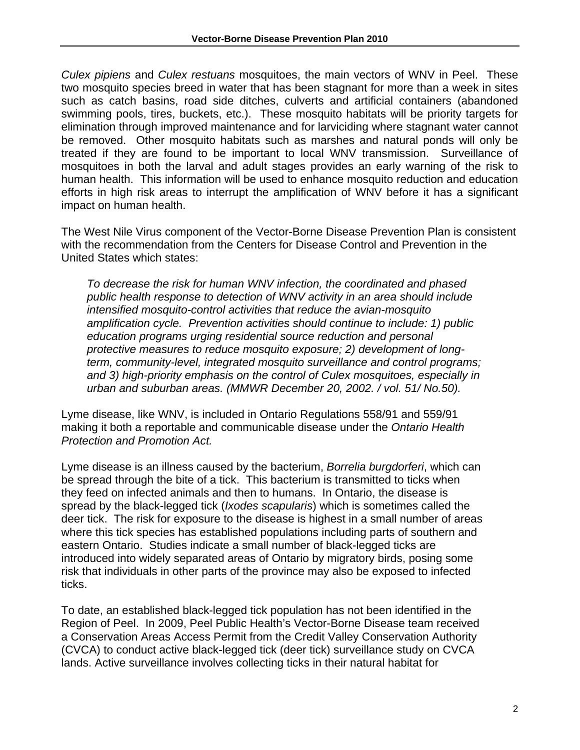*Culex pipiens* and *Culex restuans* mosquitoes, the main vectors of WNV in Peel. These two mosquito species breed in water that has been stagnant for more than a week in sites such as catch basins, road side ditches, culverts and artificial containers (abandoned swimming pools, tires, buckets, etc.). These mosquito habitats will be priority targets for elimination through improved maintenance and for larviciding where stagnant water cannot be removed. Other mosquito habitats such as marshes and natural ponds will only be treated if they are found to be important to local WNV transmission. Surveillance of mosquitoes in both the larval and adult stages provides an early warning of the risk to human health. This information will be used to enhance mosquito reduction and education efforts in high risk areas to interrupt the amplification of WNV before it has a significant impact on human health.

The West Nile Virus component of the Vector-Borne Disease Prevention Plan is consistent with the recommendation from the Centers for Disease Control and Prevention in the United States which states:

> *To decrease the risk for human WNV infection, the coordinated and phased public health response to detection of WNV activity in an area should include intensified mosquito-control activities that reduce the avian-mosquito amplification cycle. Prevention activities should continue to include: 1) public education programs urging residential source reduction and personal protective measures to reduce mosquito exposure; 2) development of long-term, community-level, integrated mosquito surveillance and control programs; and 3) high-priority emphasis on the control of Culex mosquitoes, especially in urban and suburban areas. (MMWR December 20, 2002. / vol. 51/ No.50).*

Lyme disease, like WNV, is included in Ontario Regulations 558/91 and 559/91 making it both a reportable and communicable disease under the *Ontario Health Protection and Promotion Act.*

Lyme disease is an illness caused by the bacterium, *Borrelia burgdorferi*, which can be spread through the bite of a tick. This bacterium is transmitted to ticks when they feed on infected animals and then to humans. In Ontario, the disease is spread by the black-legged tick (*Ixodes scapularis*) which is sometimes called the deer tick. The risk for exposure to the disease is highest in a small number of areas where this tick species has established populations including parts of southern and eastern Ontario. Studies indicate a small number of black-legged ticks are introduced into widely separated areas of Ontario by migratory birds, posing some risk that individuals in other parts of the province may also be exposed to infected ticks.

To date, an established black-legged tick population has not been identified in the Region of Peel. In 2009, Peel Public Health's Vector-Borne Disease team received a Conservation Areas Access Permit from the Credit Valley Conservation Authority (CVCA) to conduct active black-legged tick (deer tick) surveillance study on CVCA lands. Active surveillance involves collecting ticks in their natural habitat for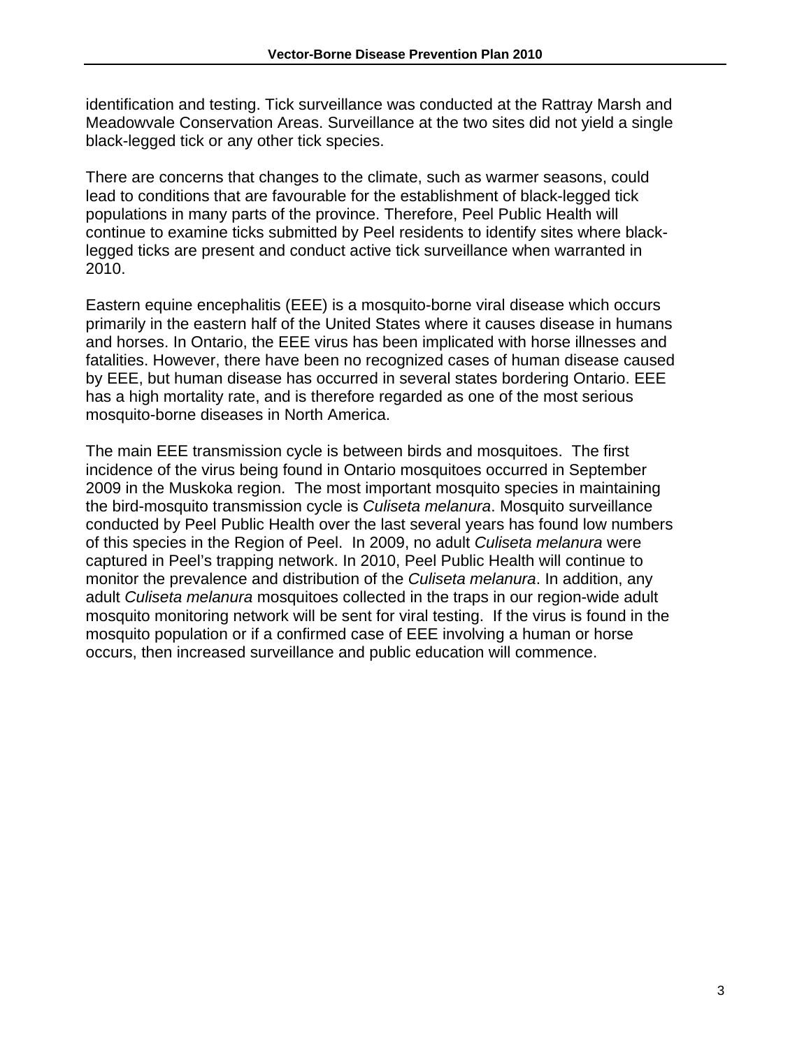identification and testing. Tick surveillance was conducted at the Rattray Marsh and Meadowvale Conservation Areas. Surveillance at the two sites did not yield a single black-legged tick or any other tick species.

There are concerns that changes to the climate, such as warmer seasons, could lead to conditions that are favourable for the establishment of black-legged tick populations in many parts of the province. Therefore, Peel Public Health will continue to examine ticks submitted by Peel residents to identify sites where black-legged ticks are present and conduct active tick surveillance when warranted in 2010.

Eastern equine encephalitis (EEE) is a mosquito-borne viral disease which occurs primarily in the eastern half of the United States where it causes disease in humans and horses. In Ontario, the EEE virus has been implicated with horse illnesses and fatalities. However, there have been no recognized cases of human disease caused by EEE, but human disease has occurred in several states bordering Ontario. EEE has a high mortality rate, and is therefore regarded as one of the most serious mosquito-borne diseases in North America.

The main EEE transmission cycle is between birds and mosquitoes. The first incidence of the virus being found in Ontario mosquitoes occurred in September 2009 in the Muskoka region. The most important mosquito species in maintaining the bird-mosquito transmission cycle is *Culiseta melanura*. Mosquito surveillance conducted by Peel Public Health over the last several years has found low numbers of this species in the Region of Peel. In 2009, no adult *Culiseta melanura* were captured in Peel's trapping network. In 2010, Peel Public Health will continue to monitor the prevalence and distribution of the *Culiseta melanura*. In addition, any adult *Culiseta melanura* mosquitoes collected in the traps in our region-wide adult mosquito monitoring network will be sent for viral testing. If the virus is found in the mosquito population or if a confirmed case of EEE involving a human or horse occurs, then increased surveillance and public education will commence.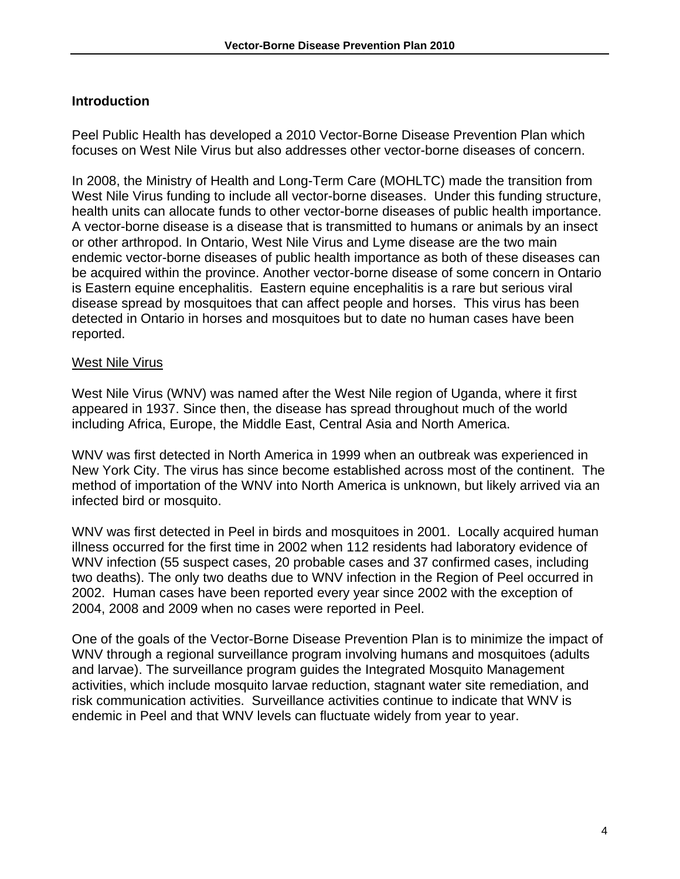## Introduction

Peel Public Health has developed a 2010 Vector-Borne Disease Prevention Plan which focuses on West Nile Virus but also addresses other vector-borne diseases of concern.

In 2008, the Ministry of Health and Long-Term Care (MOHLTC) made the transition from West Nile Virus funding to include all vector-borne diseases. Under this funding structure, health units can allocate funds to other vector-borne diseases of public health importance. A vector-borne disease is a disease that is transmitted to humans or animals by an insect or other arthropod. In Ontario, West Nile Virus and Lyme disease are the two main endemic vector-borne diseases of public health importance as both of these diseases can be acquired within the province. Another vector-borne disease of some concern in Ontario is Eastern equine encephalitis. Eastern equine encephalitis is a rare but serious viral disease spread by mosquitoes that can affect people and horses. This virus has been detected in Ontario in horses and mosquitoes but to date no human cases have been reported.

### West Nile Virus

West Nile Virus (WNV) was named after the West Nile region of Uganda, where it first appeared in 1937. Since then, the disease has spread throughout much of the world including Africa, Europe, the Middle East, Central Asia and North America.

WNV was first detected in North America in 1999 when an outbreak was experienced in New York City. The virus has since become established across most of the continent. The method of importation of the WNV into North America is unknown, but likely arrived via an infected bird or mosquito.

WNV was first detected in Peel in birds and mosquitoes in 2001. Locally acquired human illness occurred for the first time in 2002 when 112 residents had laboratory evidence of WNV infection (55 suspect cases, 20 probable cases and 37 confirmed cases, including two deaths). The only two deaths due to WNV infection in the Region of Peel occurred in 2002. Human cases have been reported every year since 2002 with the exception of 2004, 2008 and 2009 when no cases were reported in Peel.

One of the goals of the Vector-Borne Disease Prevention Plan is to minimize the impact of WNV through a regional surveillance program involving humans and mosquitoes (adults and larvae). The surveillance program guides the Integrated Mosquito Management activities, which include mosquito larvae reduction, stagnant water site remediation, and risk communication activities. Surveillance activities continue to indicate that WNV is endemic in Peel and that WNV levels can fluctuate widely from year to year.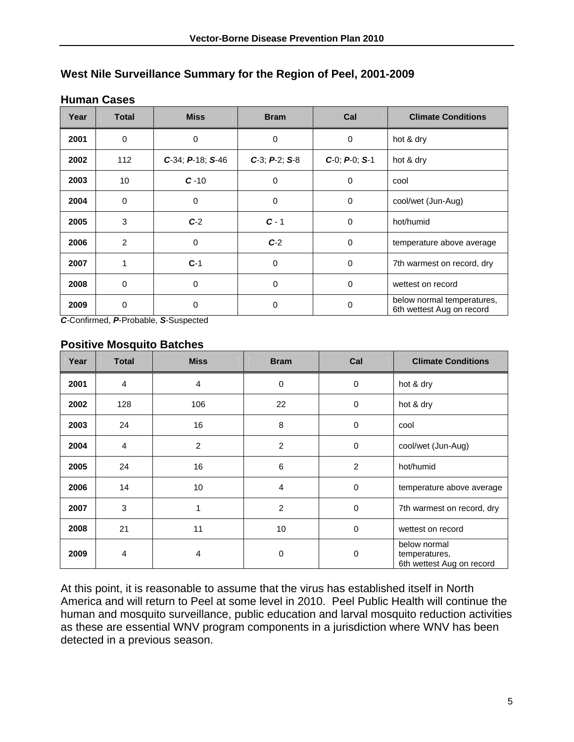## West Nile Surveillance Summary for the Region of Peel, 2001-2009

### Human Cases

| Year | Total | Miss | Bram | Cal | Climate Conditions |
|---|---|---|---|---|---|
| 2001 | 0 | 0 | 0 | 0 | hot & dry |
| 2002 | 112 | ***C***-34; ***P***-18; ***S***-46 | ***C***-3; ***P***-2; ***S***-8 | ***C***-0; ***P***-0; ***S***-1 | hot & dry |
| 2003 | 10 | ***C*** -10 | 0 | 0 | cool |
| 2004 | 0 | 0 | 0 | 0 | cool/wet (Jun-Aug) |
| 2005 | 3 | ***C***-2 | ***C*** - 1 | 0 | hot/humid |
| 2006 | 2 | 0 | ***C***-2 | 0 | temperature above average |
| 2007 | 1 | **C**-1 | 0 | 0 | 7th warmest on record, dry |
| 2008 | 0 | 0 | 0 | 0 | wettest on record |
| 2009 | 0 | 0 | 0 | 0 | below normal temperatures, 6th wettest Aug on record |

***C***-Confirmed, ***P***-Probable, ***S***-Suspected

### Positive Mosquito Batches

| Year | Total | Miss | Bram | Cal | Climate Conditions |
|---|---|---|---|---|---|
| 2001 | 4 | 4 | 0 | 0 | hot & dry |
| 2002 | 128 | 106 | 22 | 0 | hot & dry |
| 2003 | 24 | 16 | 8 | 0 | cool |
| 2004 | 4 | 2 | 2 | 0 | cool/wet (Jun-Aug) |
| 2005 | 24 | 16 | 6 | 2 | hot/humid |
| 2006 | 14 | 10 | 4 | 0 | temperature above average |
| 2007 | 3 | 1 | 2 | 0 | 7th warmest on record, dry |
| 2008 | 21 | 11 | 10 | 0 | wettest on record |
| 2009 | 4 | 4 | 0 | 0 | below normal temperatures, 6th wettest Aug on record |

At this point, it is reasonable to assume that the virus has established itself in North America and will return to Peel at some level in 2010. Peel Public Health will continue the human and mosquito surveillance, public education and larval mosquito reduction activities as these are essential WNV program components in a jurisdiction where WNV has been detected in a previous season.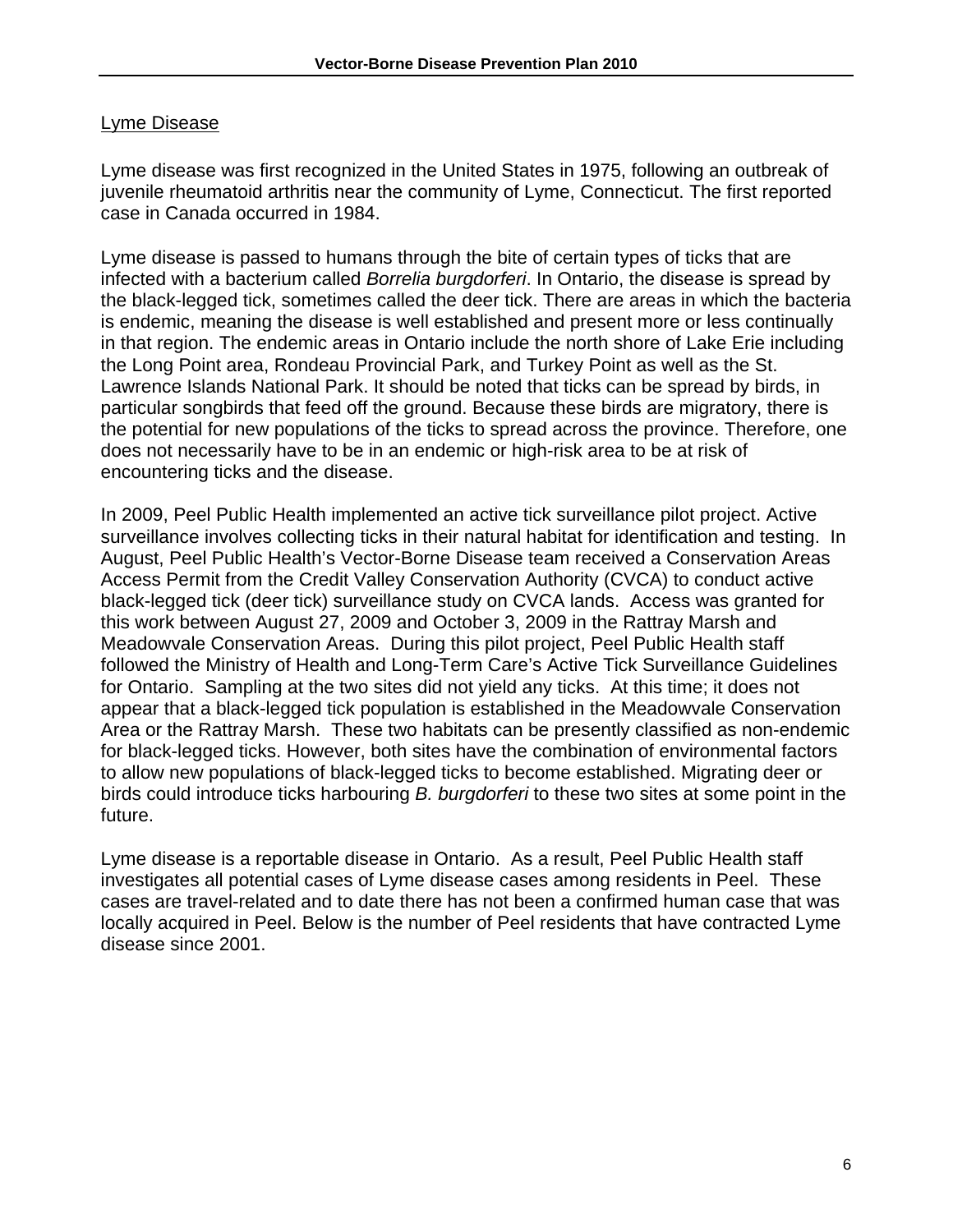## Lyme Disease

Lyme disease was first recognized in the United States in 1975, following an outbreak of juvenile rheumatoid arthritis near the community of Lyme, Connecticut. The first reported case in Canada occurred in 1984.

Lyme disease is passed to humans through the bite of certain types of ticks that are infected with a bacterium called *Borrelia burgdorferi*. In Ontario, the disease is spread by the black-legged tick, sometimes called the deer tick. There are areas in which the bacteria is endemic, meaning the disease is well established and present more or less continually in that region. The endemic areas in Ontario include the north shore of Lake Erie including the Long Point area, Rondeau Provincial Park, and Turkey Point as well as the St. Lawrence Islands National Park. It should be noted that ticks can be spread by birds, in particular songbirds that feed off the ground. Because these birds are migratory, there is the potential for new populations of the ticks to spread across the province. Therefore, one does not necessarily have to be in an endemic or high-risk area to be at risk of encountering ticks and the disease.

In 2009, Peel Public Health implemented an active tick surveillance pilot project. Active surveillance involves collecting ticks in their natural habitat for identification and testing. In August, Peel Public Health's Vector-Borne Disease team received a Conservation Areas Access Permit from the Credit Valley Conservation Authority (CVCA) to conduct active black-legged tick (deer tick) surveillance study on CVCA lands. Access was granted for this work between August 27, 2009 and October 3, 2009 in the Rattray Marsh and Meadowvale Conservation Areas. During this pilot project, Peel Public Health staff followed the Ministry of Health and Long-Term Care's Active Tick Surveillance Guidelines for Ontario. Sampling at the two sites did not yield any ticks. At this time; it does not appear that a black-legged tick population is established in the Meadowvale Conservation Area or the Rattray Marsh. These two habitats can be presently classified as non-endemic for black-legged ticks. However, both sites have the combination of environmental factors to allow new populations of black-legged ticks to become established. Migrating deer or birds could introduce ticks harbouring *B. burgdorferi* to these two sites at some point in the future.

Lyme disease is a reportable disease in Ontario. As a result, Peel Public Health staff investigates all potential cases of Lyme disease cases among residents in Peel. These cases are travel-related and to date there has not been a confirmed human case that was locally acquired in Peel. Below is the number of Peel residents that have contracted Lyme disease since 2001.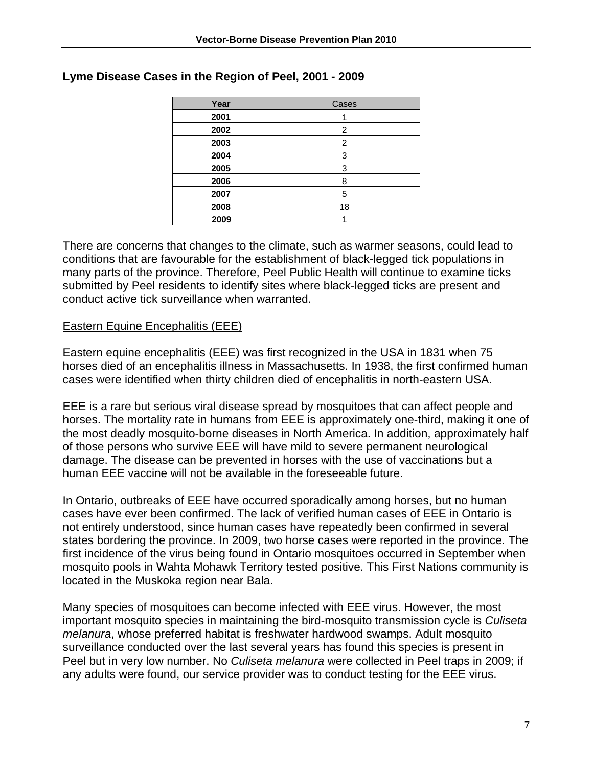**Lyme Disease Cases in the Region of Peel, 2001 - 2009**

| Year | Cases |
|---|---|
| 2001 | 1 |
| 2002 | 2 |
| 2003 | 2 |
| 2004 | 3 |
| 2005 | 3 |
| 2006 | 8 |
| 2007 | 5 |
| 2008 | 18 |
| 2009 | 1 |

There are concerns that changes to the climate, such as warmer seasons, could lead to conditions that are favourable for the establishment of black-legged tick populations in many parts of the province. Therefore, Peel Public Health will continue to examine ticks submitted by Peel residents to identify sites where black-legged ticks are present and conduct active tick surveillance when warranted.

Eastern Equine Encephalitis (EEE)

Eastern equine encephalitis (EEE) was first recognized in the USA in 1831 when 75 horses died of an encephalitis illness in Massachusetts. In 1938, the first confirmed human cases were identified when thirty children died of encephalitis in north-eastern USA.

EEE is a rare but serious viral disease spread by mosquitoes that can affect people and horses. The mortality rate in humans from EEE is approximately one-third, making it one of the most deadly mosquito-borne diseases in North America. In addition, approximately half of those persons who survive EEE will have mild to severe permanent neurological damage. The disease can be prevented in horses with the use of vaccinations but a human EEE vaccine will not be available in the foreseeable future.

In Ontario, outbreaks of EEE have occurred sporadically among horses, but no human cases have ever been confirmed. The lack of verified human cases of EEE in Ontario is not entirely understood, since human cases have repeatedly been confirmed in several states bordering the province. In 2009, two horse cases were reported in the province. The first incidence of the virus being found in Ontario mosquitoes occurred in September when mosquito pools in Wahta Mohawk Territory tested positive. This First Nations community is located in the Muskoka region near Bala.

Many species of mosquitoes can become infected with EEE virus. However, the most important mosquito species in maintaining the bird-mosquito transmission cycle is *Culiseta melanura*, whose preferred habitat is freshwater hardwood swamps. Adult mosquito surveillance conducted over the last several years has found this species is present in Peel but in very low number. No *Culiseta melanura* were collected in Peel traps in 2009; if any adults were found, our service provider was to conduct testing for the EEE virus.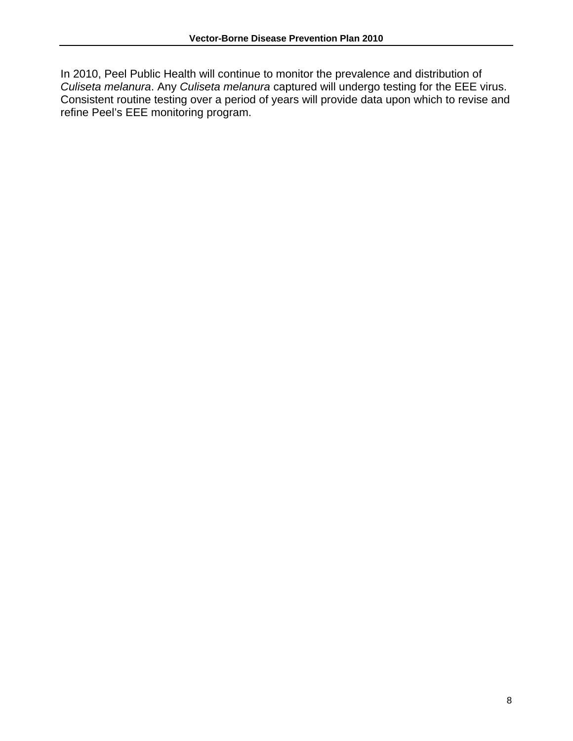In 2010, Peel Public Health will continue to monitor the prevalence and distribution of *Culiseta melanura*. Any *Culiseta melanura* captured will undergo testing for the EEE virus. Consistent routine testing over a period of years will provide data upon which to revise and refine Peel's EEE monitoring program.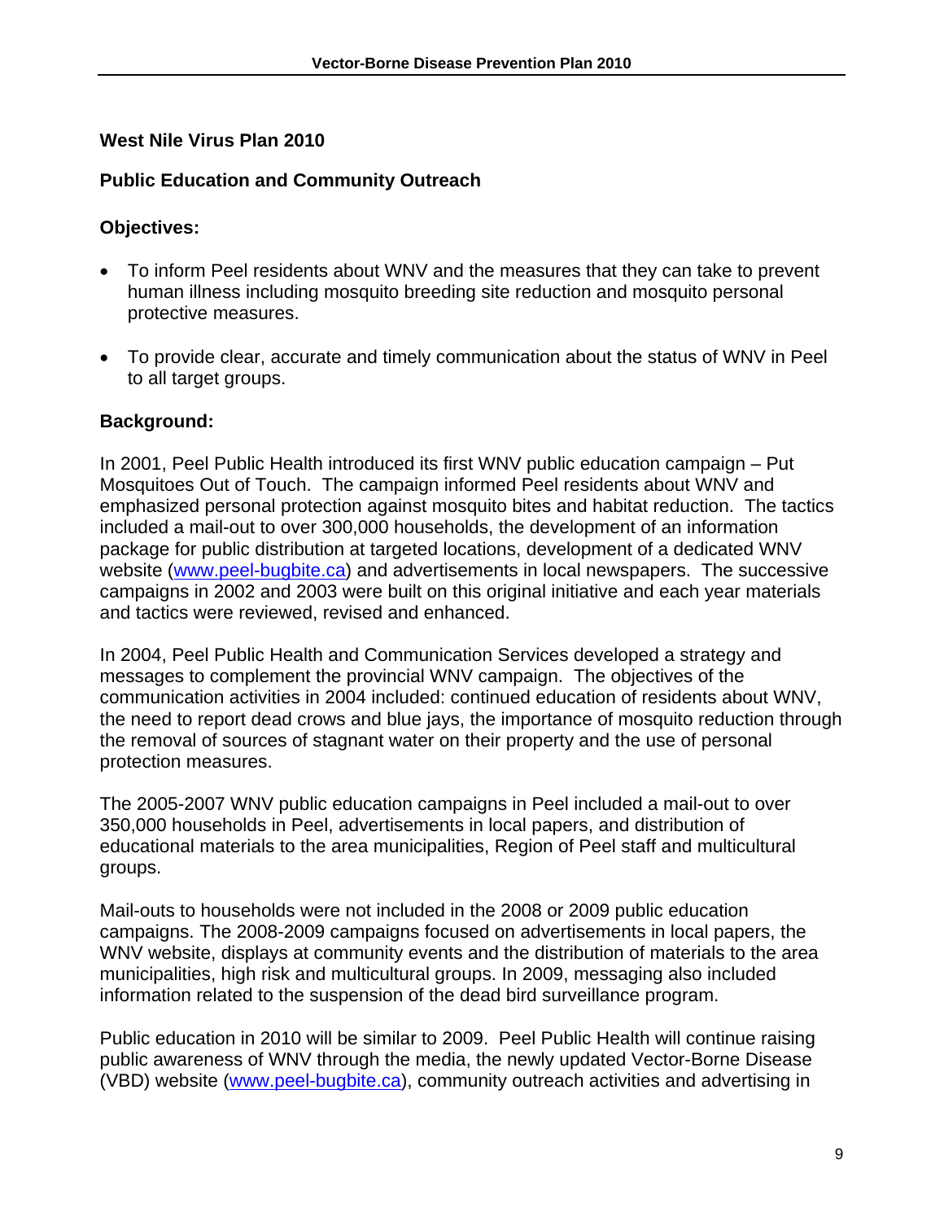## West Nile Virus Plan 2010

### Public Education and Community Outreach

### Objectives:

- To inform Peel residents about WNV and the measures that they can take to prevent human illness including mosquito breeding site reduction and mosquito personal protective measures.
- To provide clear, accurate and timely communication about the status of WNV in Peel to all target groups.

### Background:

In 2001, Peel Public Health introduced its first WNV public education campaign – Put Mosquitoes Out of Touch. The campaign informed Peel residents about WNV and emphasized personal protection against mosquito bites and habitat reduction. The tactics included a mail-out to over 300,000 households, the development of an information package for public distribution at targeted locations, development of a dedicated WNV website ([www.peel-bugbite.ca](http://www.peel-bugbite.ca)) and advertisements in local newspapers. The successive campaigns in 2002 and 2003 were built on this original initiative and each year materials and tactics were reviewed, revised and enhanced.

In 2004, Peel Public Health and Communication Services developed a strategy and messages to complement the provincial WNV campaign. The objectives of the communication activities in 2004 included: continued education of residents about WNV, the need to report dead crows and blue jays, the importance of mosquito reduction through the removal of sources of stagnant water on their property and the use of personal protection measures.

The 2005-2007 WNV public education campaigns in Peel included a mail-out to over 350,000 households in Peel, advertisements in local papers, and distribution of educational materials to the area municipalities, Region of Peel staff and multicultural groups.

Mail-outs to households were not included in the 2008 or 2009 public education campaigns. The 2008-2009 campaigns focused on advertisements in local papers, the WNV website, displays at community events and the distribution of materials to the area municipalities, high risk and multicultural groups. In 2009, messaging also included information related to the suspension of the dead bird surveillance program.

Public education in 2010 will be similar to 2009. Peel Public Health will continue raising public awareness of WNV through the media, the newly updated Vector-Borne Disease (VBD) website ([www.peel-bugbite.ca](http://www.peel-bugbite.ca)), community outreach activities and advertising in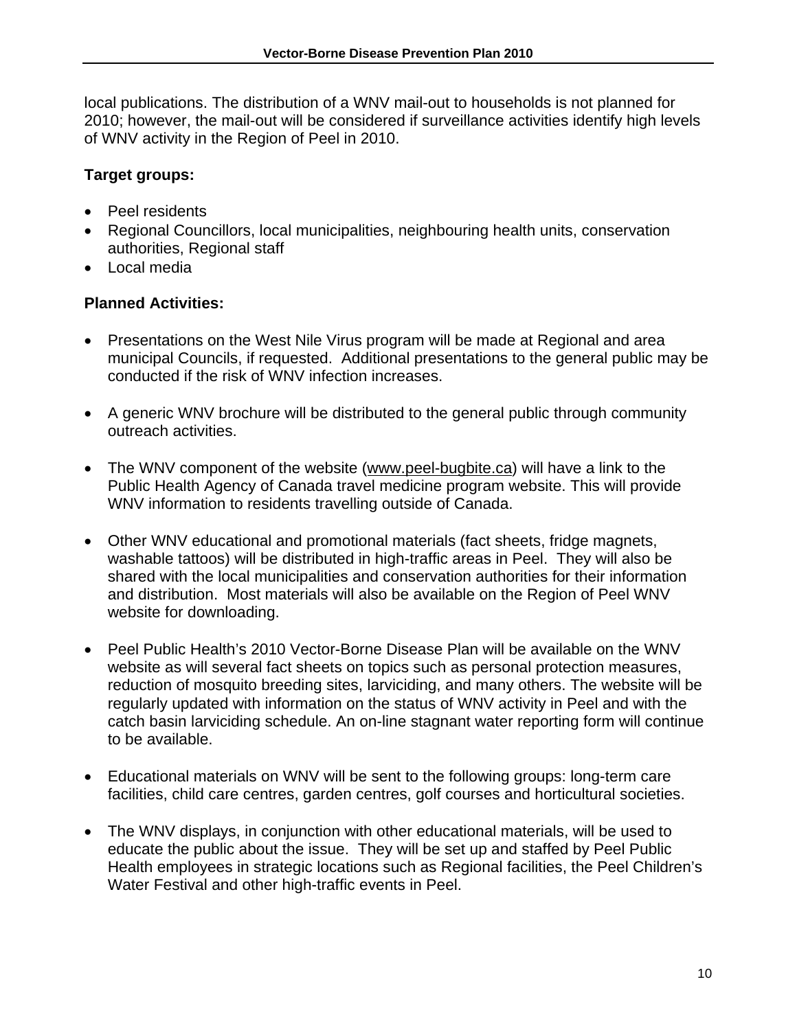local publications. The distribution of a WNV mail-out to households is not planned for 2010; however, the mail-out will be considered if surveillance activities identify high levels of WNV activity in the Region of Peel in 2010.

**Target groups:**

- Peel residents
- Regional Councillors, local municipalities, neighbouring health units, conservation authorities, Regional staff
- Local media

**Planned Activities:**

- Presentations on the West Nile Virus program will be made at Regional and area municipal Councils, if requested. Additional presentations to the general public may be conducted if the risk of WNV infection increases.

- A generic WNV brochure will be distributed to the general public through community outreach activities.

- The WNV component of the website (www.peel-bugbite.ca) will have a link to the Public Health Agency of Canada travel medicine program website. This will provide WNV information to residents travelling outside of Canada.

- Other WNV educational and promotional materials (fact sheets, fridge magnets, washable tattoos) will be distributed in high-traffic areas in Peel. They will also be shared with the local municipalities and conservation authorities for their information and distribution. Most materials will also be available on the Region of Peel WNV website for downloading.

- Peel Public Health's 2010 Vector-Borne Disease Plan will be available on the WNV website as will several fact sheets on topics such as personal protection measures, reduction of mosquito breeding sites, larviciding, and many others. The website will be regularly updated with information on the status of WNV activity in Peel and with the catch basin larviciding schedule. An on-line stagnant water reporting form will continue to be available.

- Educational materials on WNV will be sent to the following groups: long-term care facilities, child care centres, garden centres, golf courses and horticultural societies.

- The WNV displays, in conjunction with other educational materials, will be used to educate the public about the issue. They will be set up and staffed by Peel Public Health employees in strategic locations such as Regional facilities, the Peel Children's Water Festival and other high-traffic events in Peel.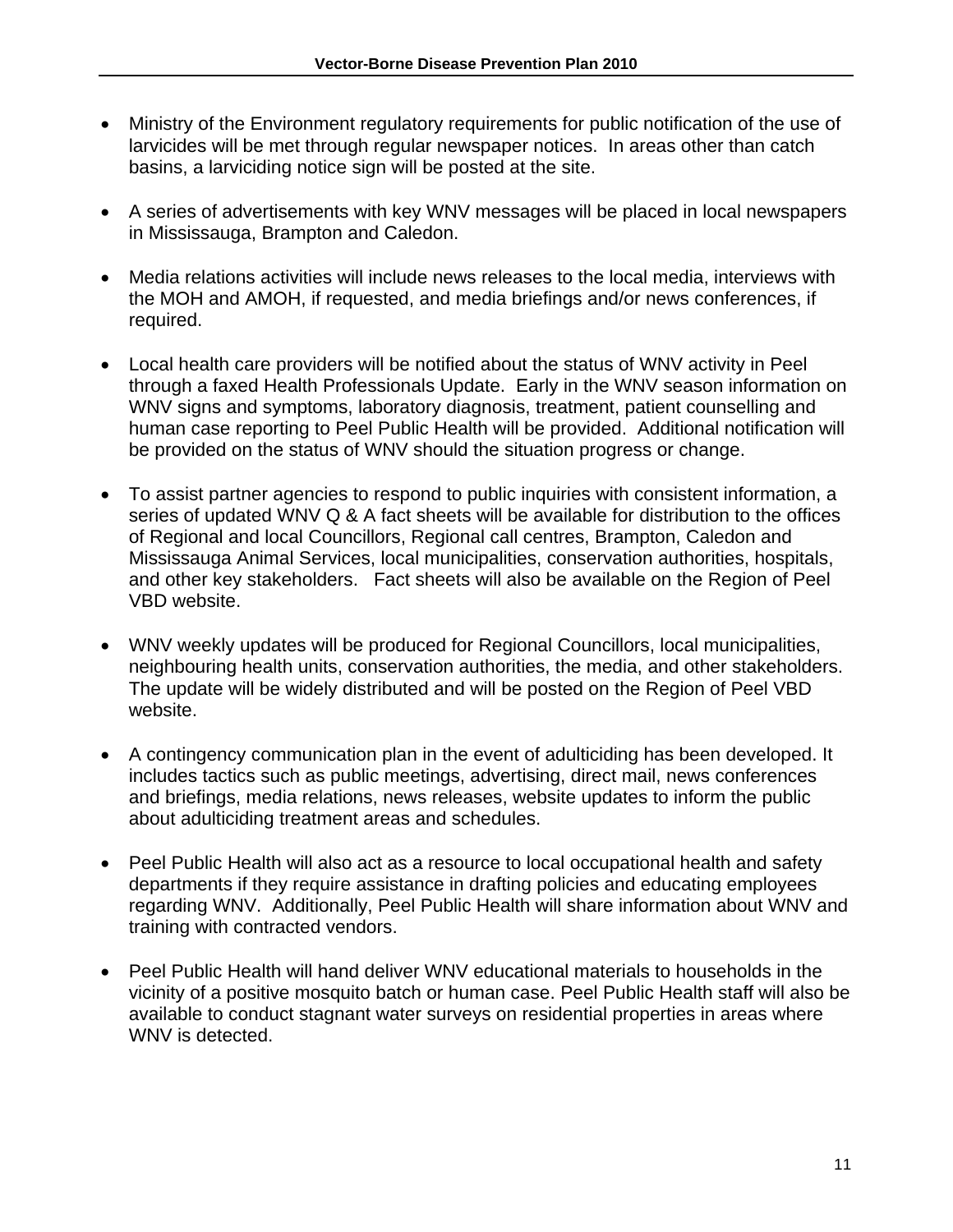- Ministry of the Environment regulatory requirements for public notification of the use of larvicides will be met through regular newspaper notices. In areas other than catch basins, a larviciding notice sign will be posted at the site.

- A series of advertisements with key WNV messages will be placed in local newspapers in Mississauga, Brampton and Caledon.

- Media relations activities will include news releases to the local media, interviews with the MOH and AMOH, if requested, and media briefings and/or news conferences, if required.

- Local health care providers will be notified about the status of WNV activity in Peel through a faxed Health Professionals Update. Early in the WNV season information on WNV signs and symptoms, laboratory diagnosis, treatment, patient counselling and human case reporting to Peel Public Health will be provided. Additional notification will be provided on the status of WNV should the situation progress or change.

- To assist partner agencies to respond to public inquiries with consistent information, a series of updated WNV Q & A fact sheets will be available for distribution to the offices of Regional and local Councillors, Regional call centres, Brampton, Caledon and Mississauga Animal Services, local municipalities, conservation authorities, hospitals, and other key stakeholders. Fact sheets will also be available on the Region of Peel VBD website.

- WNV weekly updates will be produced for Regional Councillors, local municipalities, neighbouring health units, conservation authorities, the media, and other stakeholders. The update will be widely distributed and will be posted on the Region of Peel VBD website.

- A contingency communication plan in the event of adulticiding has been developed. It includes tactics such as public meetings, advertising, direct mail, news conferences and briefings, media relations, news releases, website updates to inform the public about adulticiding treatment areas and schedules.

- Peel Public Health will also act as a resource to local occupational health and safety departments if they require assistance in drafting policies and educating employees regarding WNV. Additionally, Peel Public Health will share information about WNV and training with contracted vendors.

- Peel Public Health will hand deliver WNV educational materials to households in the vicinity of a positive mosquito batch or human case. Peel Public Health staff will also be available to conduct stagnant water surveys on residential properties in areas where WNV is detected.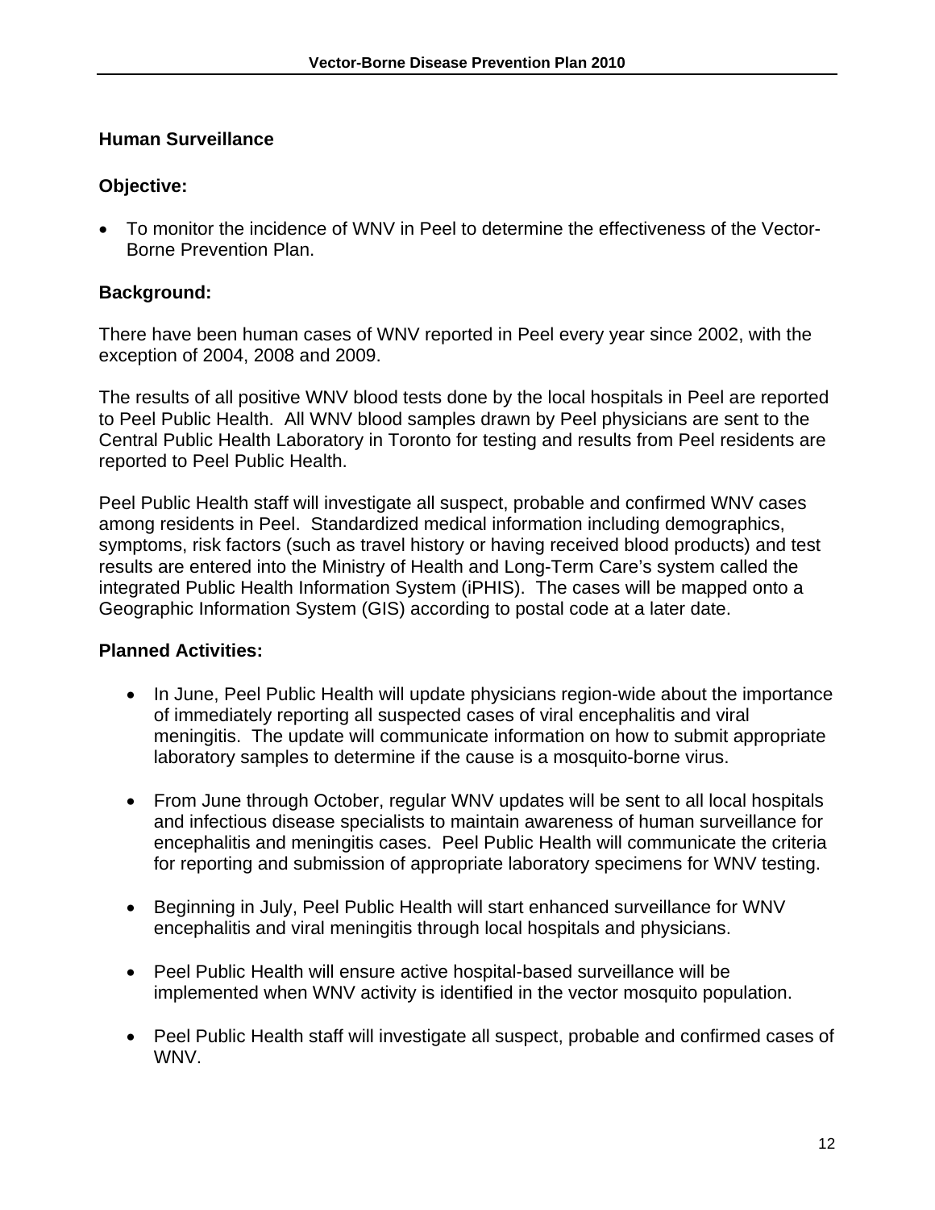## Human Surveillance

### Objective:

- To monitor the incidence of WNV in Peel to determine the effectiveness of the Vector-Borne Prevention Plan.

### Background:

There have been human cases of WNV reported in Peel every year since 2002, with the exception of 2004, 2008 and 2009.

The results of all positive WNV blood tests done by the local hospitals in Peel are reported to Peel Public Health. All WNV blood samples drawn by Peel physicians are sent to the Central Public Health Laboratory in Toronto for testing and results from Peel residents are reported to Peel Public Health.

Peel Public Health staff will investigate all suspect, probable and confirmed WNV cases among residents in Peel. Standardized medical information including demographics, symptoms, risk factors (such as travel history or having received blood products) and test results are entered into the Ministry of Health and Long-Term Care's system called the integrated Public Health Information System (iPHIS). The cases will be mapped onto a Geographic Information System (GIS) according to postal code at a later date.

### Planned Activities:

- In June, Peel Public Health will update physicians region-wide about the importance of immediately reporting all suspected cases of viral encephalitis and viral meningitis. The update will communicate information on how to submit appropriate laboratory samples to determine if the cause is a mosquito-borne virus.

- From June through October, regular WNV updates will be sent to all local hospitals and infectious disease specialists to maintain awareness of human surveillance for encephalitis and meningitis cases. Peel Public Health will communicate the criteria for reporting and submission of appropriate laboratory specimens for WNV testing.

- Beginning in July, Peel Public Health will start enhanced surveillance for WNV encephalitis and viral meningitis through local hospitals and physicians.

- Peel Public Health will ensure active hospital-based surveillance will be implemented when WNV activity is identified in the vector mosquito population.

- Peel Public Health staff will investigate all suspect, probable and confirmed cases of WNV.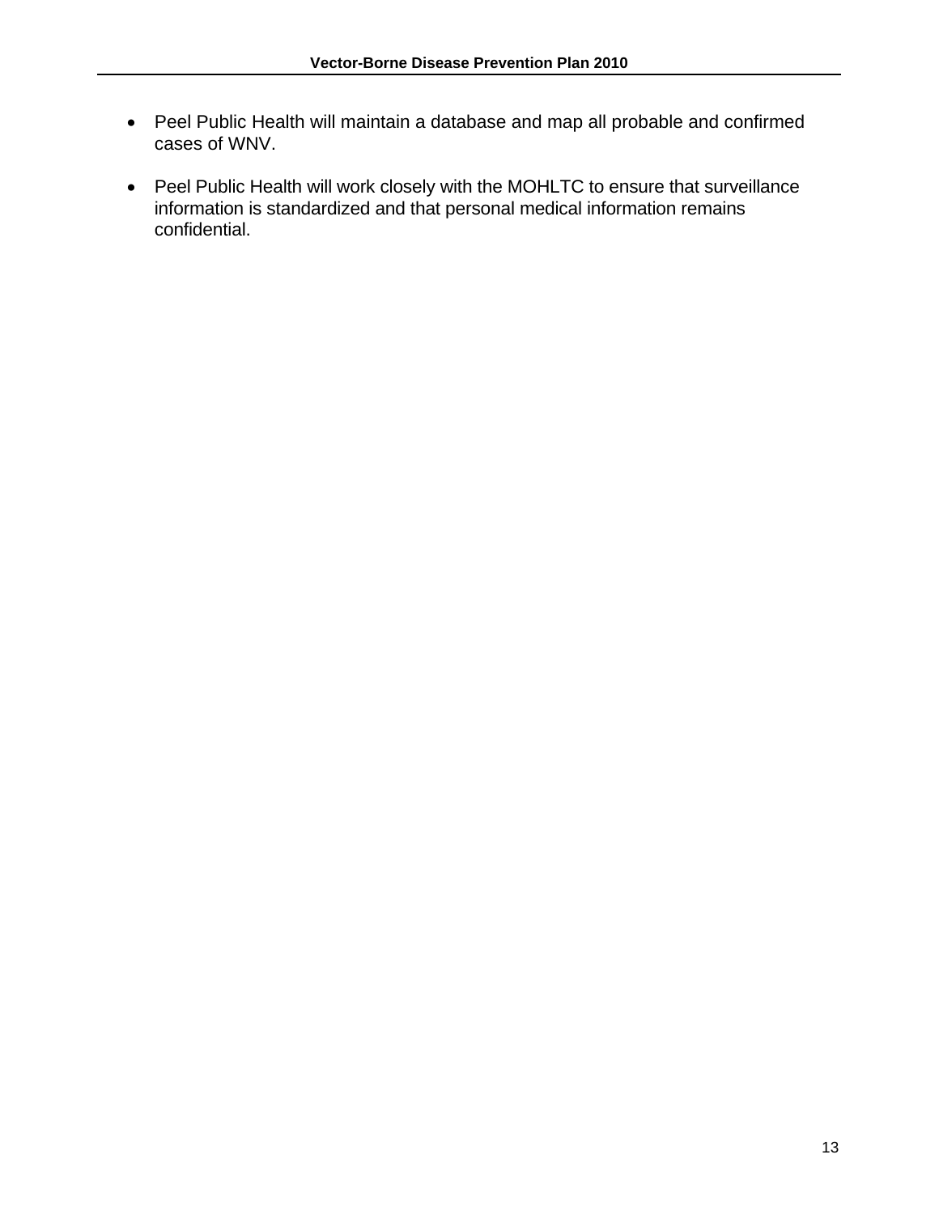- Peel Public Health will maintain a database and map all probable and confirmed cases of WNV.

- Peel Public Health will work closely with the MOHLTC to ensure that surveillance information is standardized and that personal medical information remains confidential.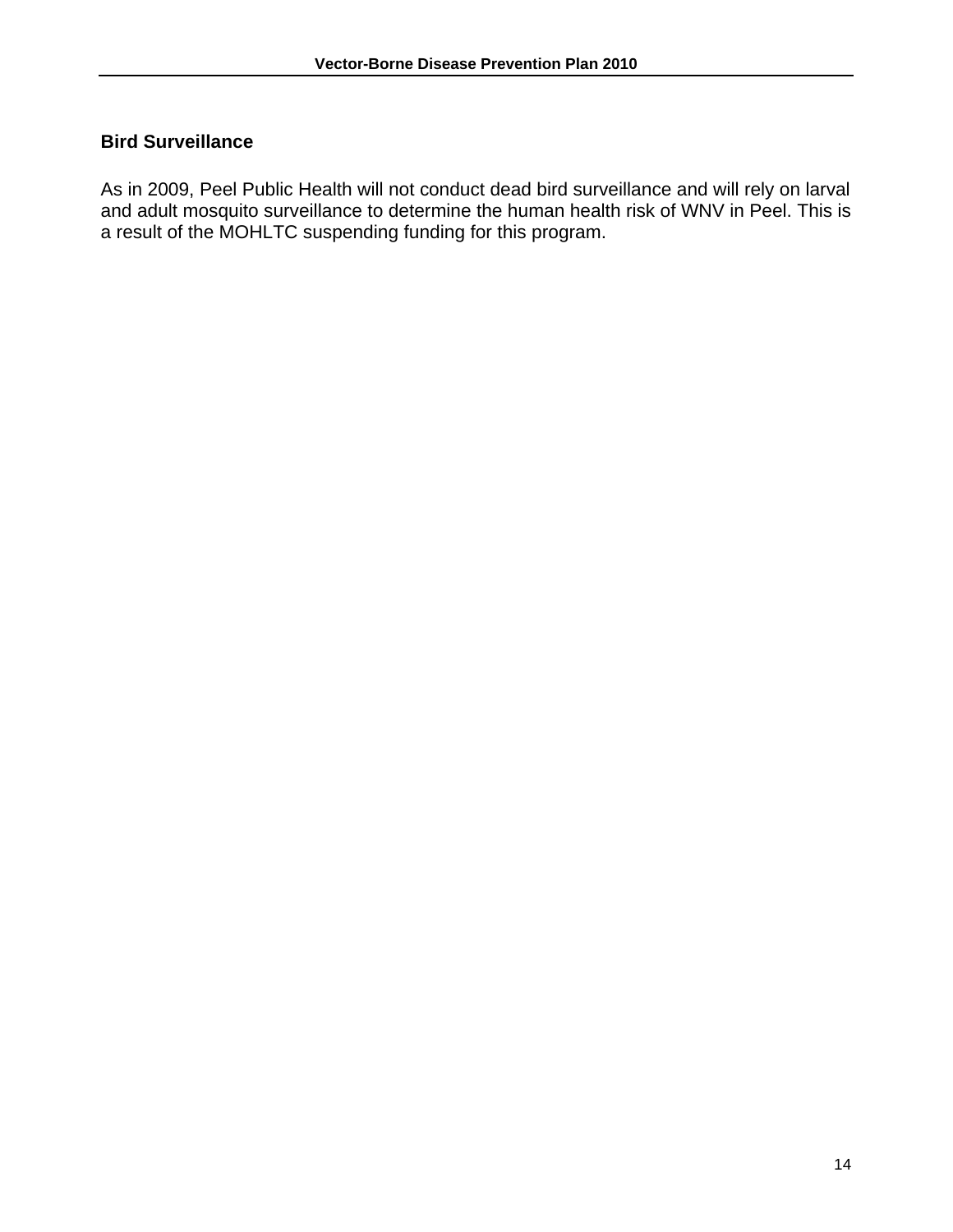## Bird Surveillance

As in 2009, Peel Public Health will not conduct dead bird surveillance and will rely on larval and adult mosquito surveillance to determine the human health risk of WNV in Peel. This is a result of the MOHLTC suspending funding for this program.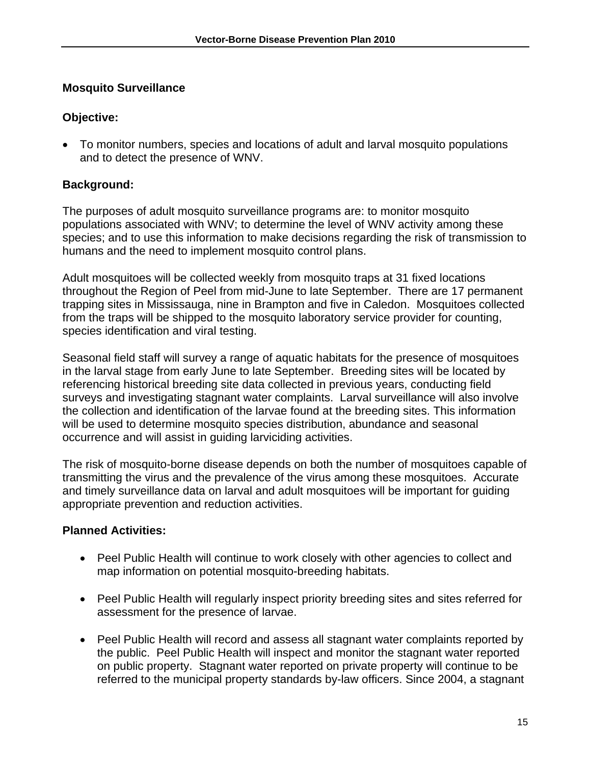## Mosquito Surveillance

### Objective:

- To monitor numbers, species and locations of adult and larval mosquito populations and to detect the presence of WNV.

### Background:

The purposes of adult mosquito surveillance programs are: to monitor mosquito populations associated with WNV; to determine the level of WNV activity among these species; and to use this information to make decisions regarding the risk of transmission to humans and the need to implement mosquito control plans.

Adult mosquitoes will be collected weekly from mosquito traps at 31 fixed locations throughout the Region of Peel from mid-June to late September. There are 17 permanent trapping sites in Mississauga, nine in Brampton and five in Caledon. Mosquitoes collected from the traps will be shipped to the mosquito laboratory service provider for counting, species identification and viral testing.

Seasonal field staff will survey a range of aquatic habitats for the presence of mosquitoes in the larval stage from early June to late September. Breeding sites will be located by referencing historical breeding site data collected in previous years, conducting field surveys and investigating stagnant water complaints. Larval surveillance will also involve the collection and identification of the larvae found at the breeding sites. This information will be used to determine mosquito species distribution, abundance and seasonal occurrence and will assist in guiding larviciding activities.

The risk of mosquito-borne disease depends on both the number of mosquitoes capable of transmitting the virus and the prevalence of the virus among these mosquitoes. Accurate and timely surveillance data on larval and adult mosquitoes will be important for guiding appropriate prevention and reduction activities.

### Planned Activities:

- Peel Public Health will continue to work closely with other agencies to collect and map information on potential mosquito-breeding habitats.
- Peel Public Health will regularly inspect priority breeding sites and sites referred for assessment for the presence of larvae.
- Peel Public Health will record and assess all stagnant water complaints reported by the public. Peel Public Health will inspect and monitor the stagnant water reported on public property. Stagnant water reported on private property will continue to be referred to the municipal property standards by-law officers. Since 2004, a stagnant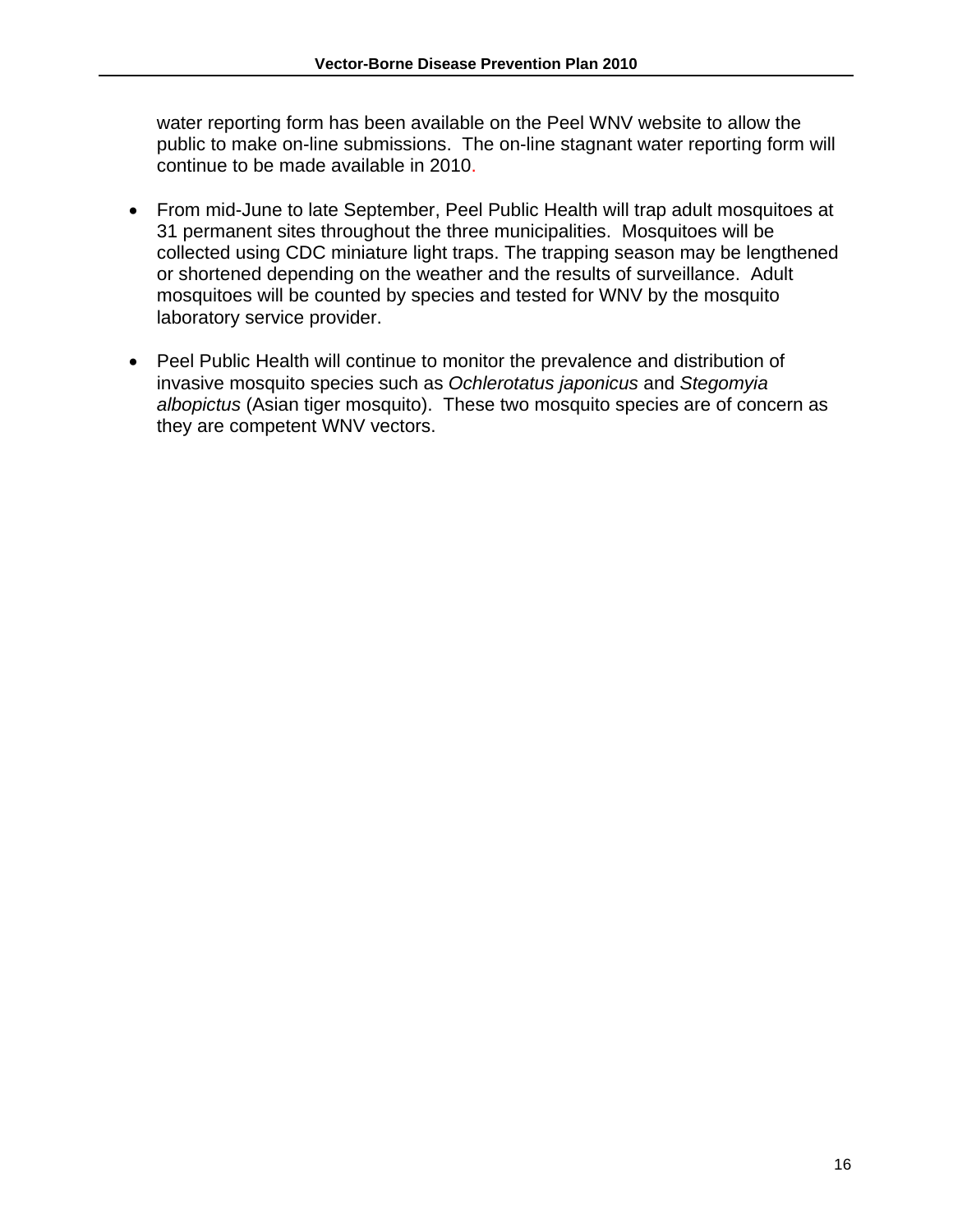water reporting form has been available on the Peel WNV website to allow the public to make on-line submissions. The on-line stagnant water reporting form will continue to be made available in 2010.

- From mid-June to late September, Peel Public Health will trap adult mosquitoes at 31 permanent sites throughout the three municipalities. Mosquitoes will be collected using CDC miniature light traps. The trapping season may be lengthened or shortened depending on the weather and the results of surveillance. Adult mosquitoes will be counted by species and tested for WNV by the mosquito laboratory service provider.

- Peel Public Health will continue to monitor the prevalence and distribution of invasive mosquito species such as *Ochlerotatus japonicus* and *Stegomyia albopictus* (Asian tiger mosquito). These two mosquito species are of concern as they are competent WNV vectors.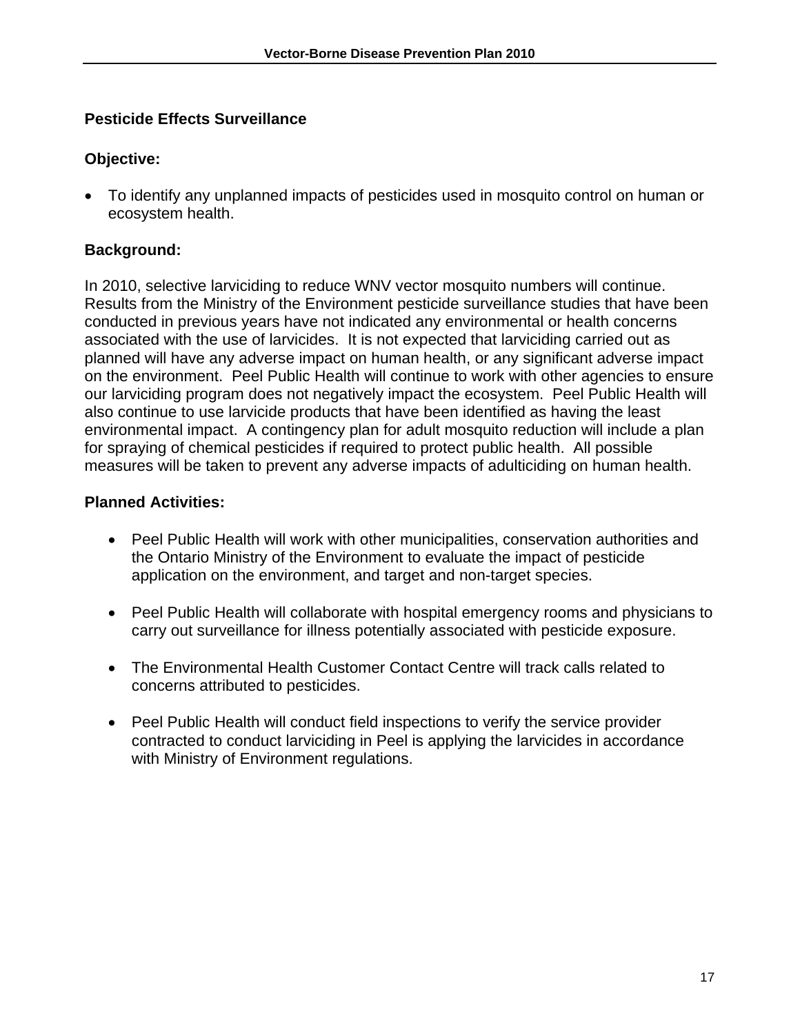## Pesticide Effects Surveillance

### Objective:

- To identify any unplanned impacts of pesticides used in mosquito control on human or ecosystem health.

### Background:

In 2010, selective larviciding to reduce WNV vector mosquito numbers will continue. Results from the Ministry of the Environment pesticide surveillance studies that have been conducted in previous years have not indicated any environmental or health concerns associated with the use of larvicides. It is not expected that larviciding carried out as planned will have any adverse impact on human health, or any significant adverse impact on the environment. Peel Public Health will continue to work with other agencies to ensure our larviciding program does not negatively impact the ecosystem. Peel Public Health will also continue to use larvicide products that have been identified as having the least environmental impact. A contingency plan for adult mosquito reduction will include a plan for spraying of chemical pesticides if required to protect public health. All possible measures will be taken to prevent any adverse impacts of adulticiding on human health.

### Planned Activities:

- Peel Public Health will work with other municipalities, conservation authorities and the Ontario Ministry of the Environment to evaluate the impact of pesticide application on the environment, and target and non-target species.

- Peel Public Health will collaborate with hospital emergency rooms and physicians to carry out surveillance for illness potentially associated with pesticide exposure.

- The Environmental Health Customer Contact Centre will track calls related to concerns attributed to pesticides.

- Peel Public Health will conduct field inspections to verify the service provider contracted to conduct larviciding in Peel is applying the larvicides in accordance with Ministry of Environment regulations.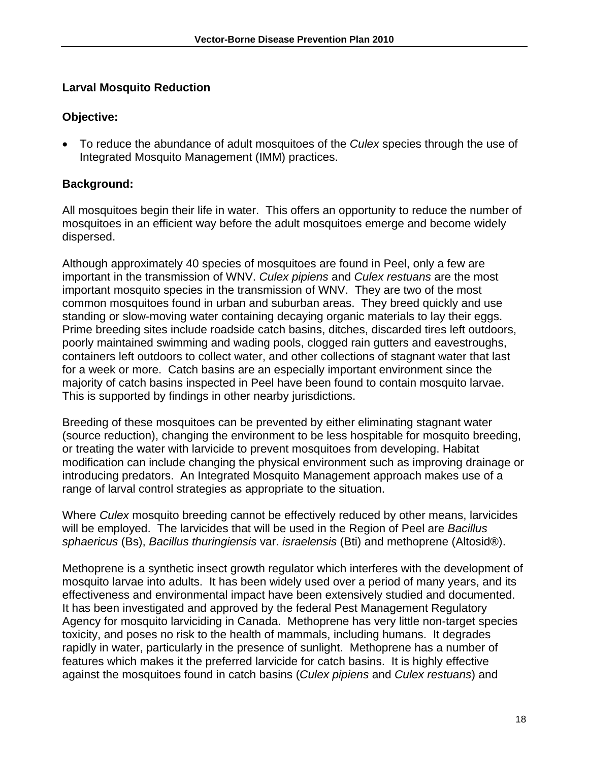## Larval Mosquito Reduction

### Objective:

- To reduce the abundance of adult mosquitoes of the *Culex* species through the use of Integrated Mosquito Management (IMM) practices.

### Background:

All mosquitoes begin their life in water. This offers an opportunity to reduce the number of mosquitoes in an efficient way before the adult mosquitoes emerge and become widely dispersed.

Although approximately 40 species of mosquitoes are found in Peel, only a few are important in the transmission of WNV. *Culex pipiens* and *Culex restuans* are the most important mosquito species in the transmission of WNV. They are two of the most common mosquitoes found in urban and suburban areas. They breed quickly and use standing or slow-moving water containing decaying organic materials to lay their eggs. Prime breeding sites include roadside catch basins, ditches, discarded tires left outdoors, poorly maintained swimming and wading pools, clogged rain gutters and eavestroughs, containers left outdoors to collect water, and other collections of stagnant water that last for a week or more. Catch basins are an especially important environment since the majority of catch basins inspected in Peel have been found to contain mosquito larvae. This is supported by findings in other nearby jurisdictions.

Breeding of these mosquitoes can be prevented by either eliminating stagnant water (source reduction), changing the environment to be less hospitable for mosquito breeding, or treating the water with larvicide to prevent mosquitoes from developing. Habitat modification can include changing the physical environment such as improving drainage or introducing predators. An Integrated Mosquito Management approach makes use of a range of larval control strategies as appropriate to the situation.

Where *Culex* mosquito breeding cannot be effectively reduced by other means, larvicides will be employed. The larvicides that will be used in the Region of Peel are *Bacillus sphaericus* (Bs), *Bacillus thuringiensis* var. *israelensis* (Bti) and methoprene (Altosid®).

Methoprene is a synthetic insect growth regulator which interferes with the development of mosquito larvae into adults. It has been widely used over a period of many years, and its effectiveness and environmental impact have been extensively studied and documented. It has been investigated and approved by the federal Pest Management Regulatory Agency for mosquito larviciding in Canada. Methoprene has very little non-target species toxicity, and poses no risk to the health of mammals, including humans. It degrades rapidly in water, particularly in the presence of sunlight. Methoprene has a number of features which makes it the preferred larvicide for catch basins. It is highly effective against the mosquitoes found in catch basins (*Culex pipiens* and *Culex restuans*) and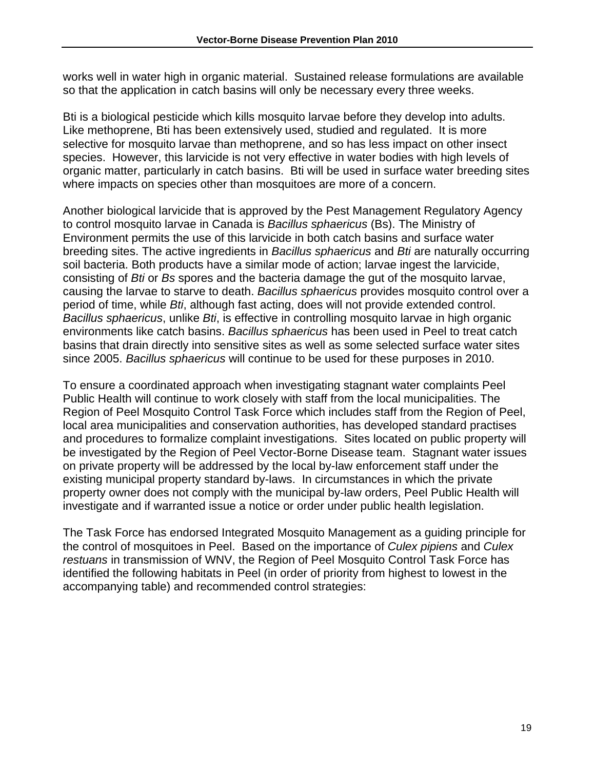works well in water high in organic material. Sustained release formulations are available so that the application in catch basins will only be necessary every three weeks.

Bti is a biological pesticide which kills mosquito larvae before they develop into adults. Like methoprene, Bti has been extensively used, studied and regulated. It is more selective for mosquito larvae than methoprene, and so has less impact on other insect species. However, this larvicide is not very effective in water bodies with high levels of organic matter, particularly in catch basins. Bti will be used in surface water breeding sites where impacts on species other than mosquitoes are more of a concern.

Another biological larvicide that is approved by the Pest Management Regulatory Agency to control mosquito larvae in Canada is *Bacillus sphaericus* (Bs). The Ministry of Environment permits the use of this larvicide in both catch basins and surface water breeding sites. The active ingredients in *Bacillus sphaericus* and *Bti* are naturally occurring soil bacteria. Both products have a similar mode of action; larvae ingest the larvicide, consisting of *Bti* or *Bs* spores and the bacteria damage the gut of the mosquito larvae, causing the larvae to starve to death. *Bacillus sphaericus* provides mosquito control over a period of time, while *Bti*, although fast acting, does will not provide extended control. *Bacillus sphaericus*, unlike *Bti*, is effective in controlling mosquito larvae in high organic environments like catch basins. *Bacillus sphaericus* has been used in Peel to treat catch basins that drain directly into sensitive sites as well as some selected surface water sites since 2005. *Bacillus sphaericus* will continue to be used for these purposes in 2010.

To ensure a coordinated approach when investigating stagnant water complaints Peel Public Health will continue to work closely with staff from the local municipalities. The Region of Peel Mosquito Control Task Force which includes staff from the Region of Peel, local area municipalities and conservation authorities, has developed standard practises and procedures to formalize complaint investigations. Sites located on public property will be investigated by the Region of Peel Vector-Borne Disease team. Stagnant water issues on private property will be addressed by the local by-law enforcement staff under the existing municipal property standard by-laws. In circumstances in which the private property owner does not comply with the municipal by-law orders, Peel Public Health will investigate and if warranted issue a notice or order under public health legislation.

The Task Force has endorsed Integrated Mosquito Management as a guiding principle for the control of mosquitoes in Peel. Based on the importance of *Culex pipiens* and *Culex restuans* in transmission of WNV, the Region of Peel Mosquito Control Task Force has identified the following habitats in Peel (in order of priority from highest to lowest in the accompanying table) and recommended control strategies: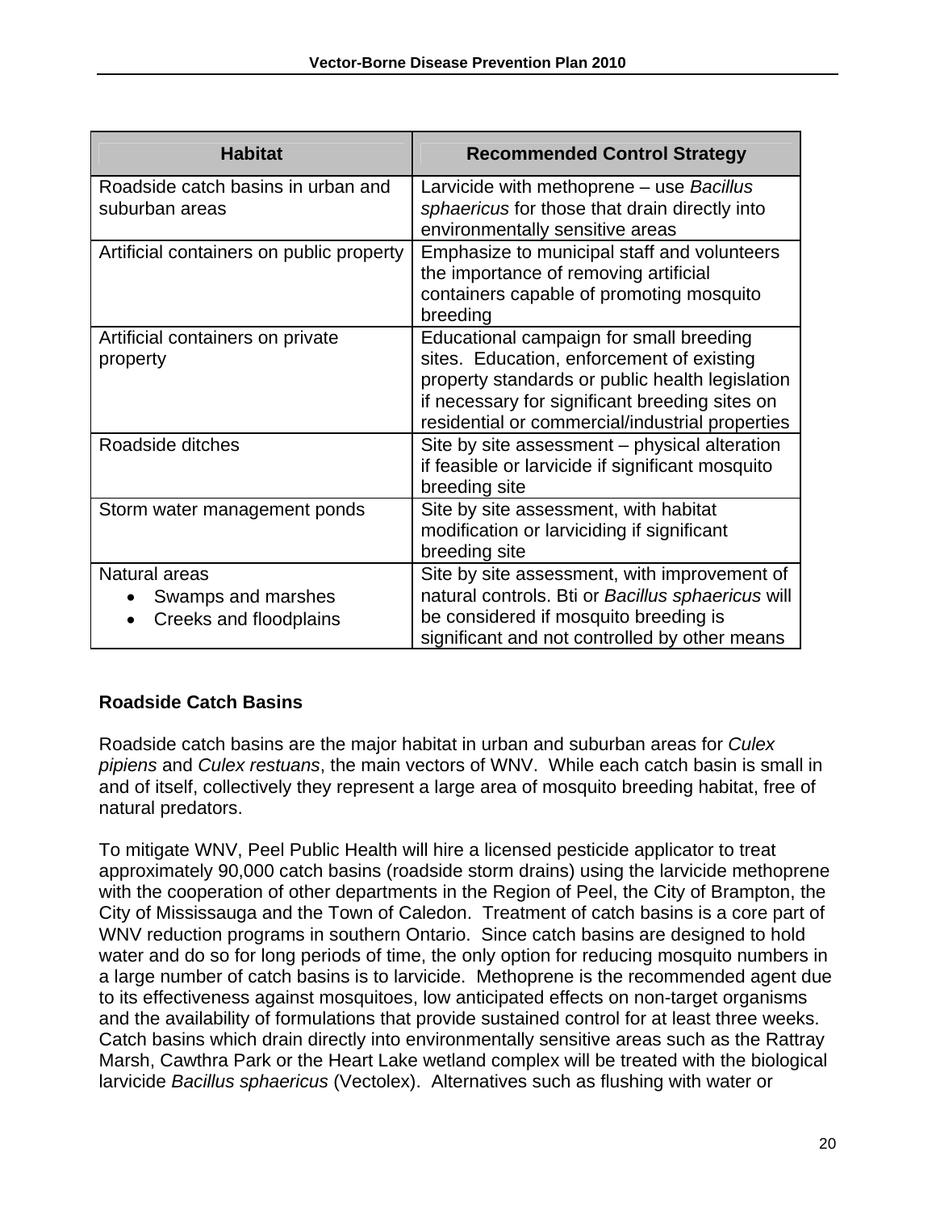| Habitat | Recommended Control Strategy |
| --- | --- |
| Roadside catch basins in urban and suburban areas | Larvicide with methoprene – use *Bacillus sphaericus* for those that drain directly into environmentally sensitive areas |
| Artificial containers on public property | Emphasize to municipal staff and volunteers the importance of removing artificial containers capable of promoting mosquito breeding |
| Artificial containers on private property | Educational campaign for small breeding sites. Education, enforcement of existing property standards or public health legislation if necessary for significant breeding sites on residential or commercial/industrial properties |
| Roadside ditches | Site by site assessment – physical alteration if feasible or larvicide if significant mosquito breeding site |
| Storm water management ponds | Site by site assessment, with habitat modification or larviciding if significant breeding site |
| Natural areas<br>• Swamps and marshes<br>• Creeks and floodplains | Site by site assessment, with improvement of natural controls. Bti or *Bacillus sphaericus* will be considered if mosquito breeding is significant and not controlled by other means |

**Roadside Catch Basins**

Roadside catch basins are the major habitat in urban and suburban areas for *Culex pipiens* and *Culex restuans*, the main vectors of WNV. While each catch basin is small in and of itself, collectively they represent a large area of mosquito breeding habitat, free of natural predators.

To mitigate WNV, Peel Public Health will hire a licensed pesticide applicator to treat approximately 90,000 catch basins (roadside storm drains) using the larvicide methoprene with the cooperation of other departments in the Region of Peel, the City of Brampton, the City of Mississauga and the Town of Caledon. Treatment of catch basins is a core part of WNV reduction programs in southern Ontario. Since catch basins are designed to hold water and do so for long periods of time, the only option for reducing mosquito numbers in a large number of catch basins is to larvicide. Methoprene is the recommended agent due to its effectiveness against mosquitoes, low anticipated effects on non-target organisms and the availability of formulations that provide sustained control for at least three weeks. Catch basins which drain directly into environmentally sensitive areas such as the Rattray Marsh, Cawthra Park or the Heart Lake wetland complex will be treated with the biological larvicide *Bacillus sphaericus* (Vectolex). Alternatives such as flushing with water or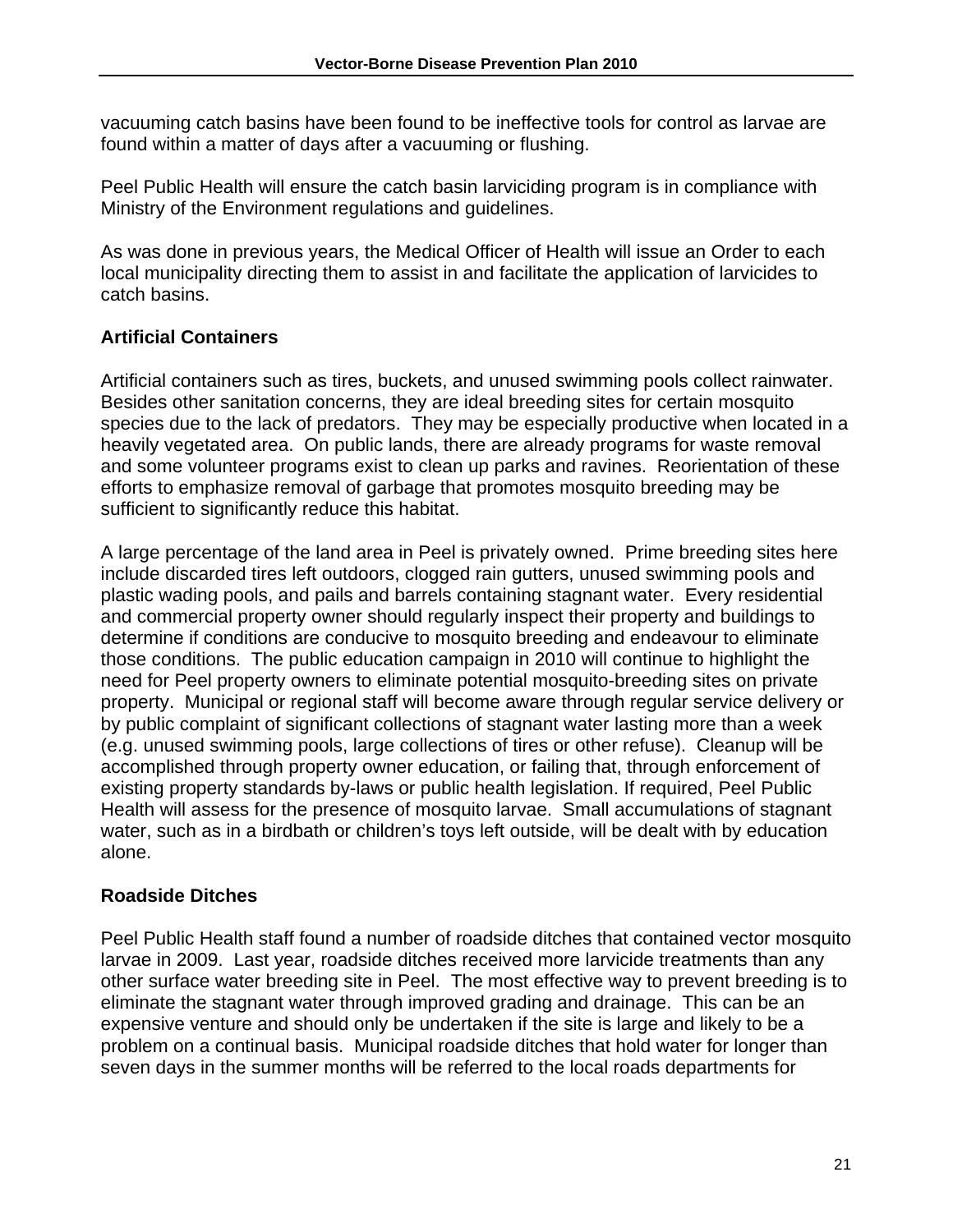vacuuming catch basins have been found to be ineffective tools for control as larvae are found within a matter of days after a vacuuming or flushing.

Peel Public Health will ensure the catch basin larviciding program is in compliance with Ministry of the Environment regulations and guidelines.

As was done in previous years, the Medical Officer of Health will issue an Order to each local municipality directing them to assist in and facilitate the application of larvicides to catch basins.

## Artificial Containers

Artificial containers such as tires, buckets, and unused swimming pools collect rainwater. Besides other sanitation concerns, they are ideal breeding sites for certain mosquito species due to the lack of predators. They may be especially productive when located in a heavily vegetated area. On public lands, there are already programs for waste removal and some volunteer programs exist to clean up parks and ravines. Reorientation of these efforts to emphasize removal of garbage that promotes mosquito breeding may be sufficient to significantly reduce this habitat.

A large percentage of the land area in Peel is privately owned. Prime breeding sites here include discarded tires left outdoors, clogged rain gutters, unused swimming pools and plastic wading pools, and pails and barrels containing stagnant water. Every residential and commercial property owner should regularly inspect their property and buildings to determine if conditions are conducive to mosquito breeding and endeavour to eliminate those conditions. The public education campaign in 2010 will continue to highlight the need for Peel property owners to eliminate potential mosquito-breeding sites on private property. Municipal or regional staff will become aware through regular service delivery or by public complaint of significant collections of stagnant water lasting more than a week (e.g. unused swimming pools, large collections of tires or other refuse). Cleanup will be accomplished through property owner education, or failing that, through enforcement of existing property standards by-laws or public health legislation. If required, Peel Public Health will assess for the presence of mosquito larvae. Small accumulations of stagnant water, such as in a birdbath or children's toys left outside, will be dealt with by education alone.

## Roadside Ditches

Peel Public Health staff found a number of roadside ditches that contained vector mosquito larvae in 2009. Last year, roadside ditches received more larvicide treatments than any other surface water breeding site in Peel. The most effective way to prevent breeding is to eliminate the stagnant water through improved grading and drainage. This can be an expensive venture and should only be undertaken if the site is large and likely to be a problem on a continual basis. Municipal roadside ditches that hold water for longer than seven days in the summer months will be referred to the local roads departments for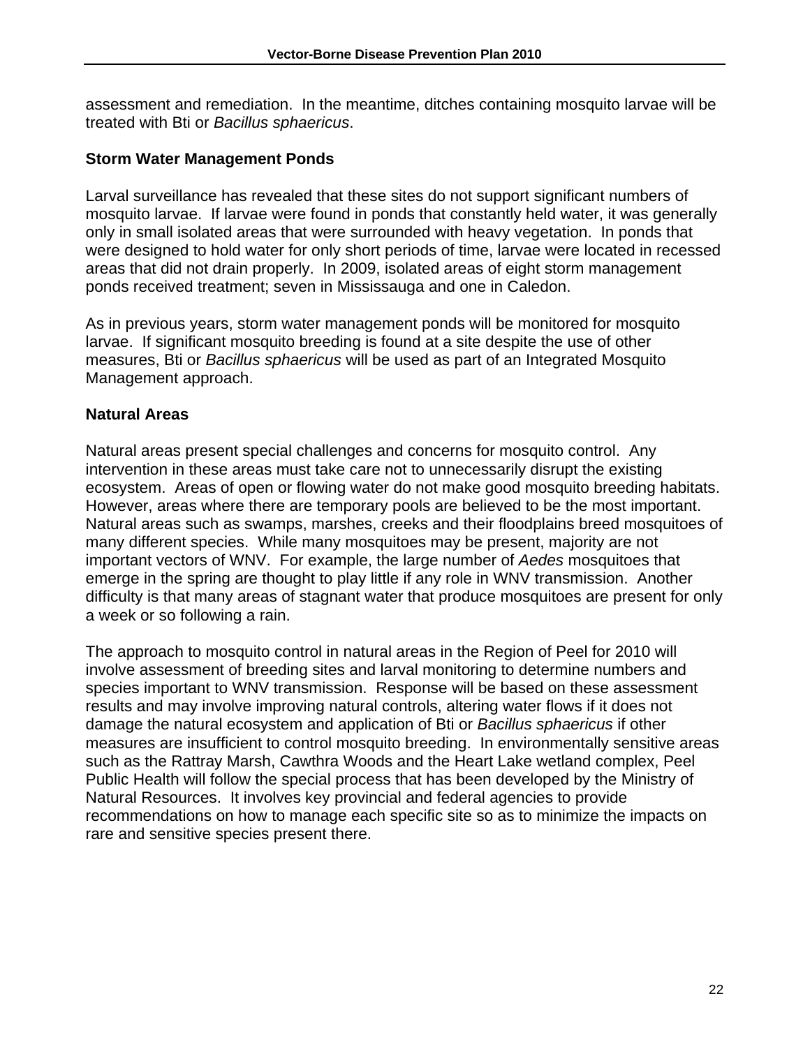assessment and remediation. In the meantime, ditches containing mosquito larvae will be treated with Bti or *Bacillus sphaericus*.

### Storm Water Management Ponds

Larval surveillance has revealed that these sites do not support significant numbers of mosquito larvae. If larvae were found in ponds that constantly held water, it was generally only in small isolated areas that were surrounded with heavy vegetation. In ponds that were designed to hold water for only short periods of time, larvae were located in recessed areas that did not drain properly. In 2009, isolated areas of eight storm management ponds received treatment; seven in Mississauga and one in Caledon.

As in previous years, storm water management ponds will be monitored for mosquito larvae. If significant mosquito breeding is found at a site despite the use of other measures, Bti or *Bacillus sphaericus* will be used as part of an Integrated Mosquito Management approach.

### Natural Areas

Natural areas present special challenges and concerns for mosquito control. Any intervention in these areas must take care not to unnecessarily disrupt the existing ecosystem. Areas of open or flowing water do not make good mosquito breeding habitats. However, areas where there are temporary pools are believed to be the most important. Natural areas such as swamps, marshes, creeks and their floodplains breed mosquitoes of many different species. While many mosquitoes may be present, majority are not important vectors of WNV. For example, the large number of *Aedes* mosquitoes that emerge in the spring are thought to play little if any role in WNV transmission. Another difficulty is that many areas of stagnant water that produce mosquitoes are present for only a week or so following a rain.

The approach to mosquito control in natural areas in the Region of Peel for 2010 will involve assessment of breeding sites and larval monitoring to determine numbers and species important to WNV transmission. Response will be based on these assessment results and may involve improving natural controls, altering water flows if it does not damage the natural ecosystem and application of Bti or *Bacillus sphaericus* if other measures are insufficient to control mosquito breeding. In environmentally sensitive areas such as the Rattray Marsh, Cawthra Woods and the Heart Lake wetland complex, Peel Public Health will follow the special process that has been developed by the Ministry of Natural Resources. It involves key provincial and federal agencies to provide recommendations on how to manage each specific site so as to minimize the impacts on rare and sensitive species present there.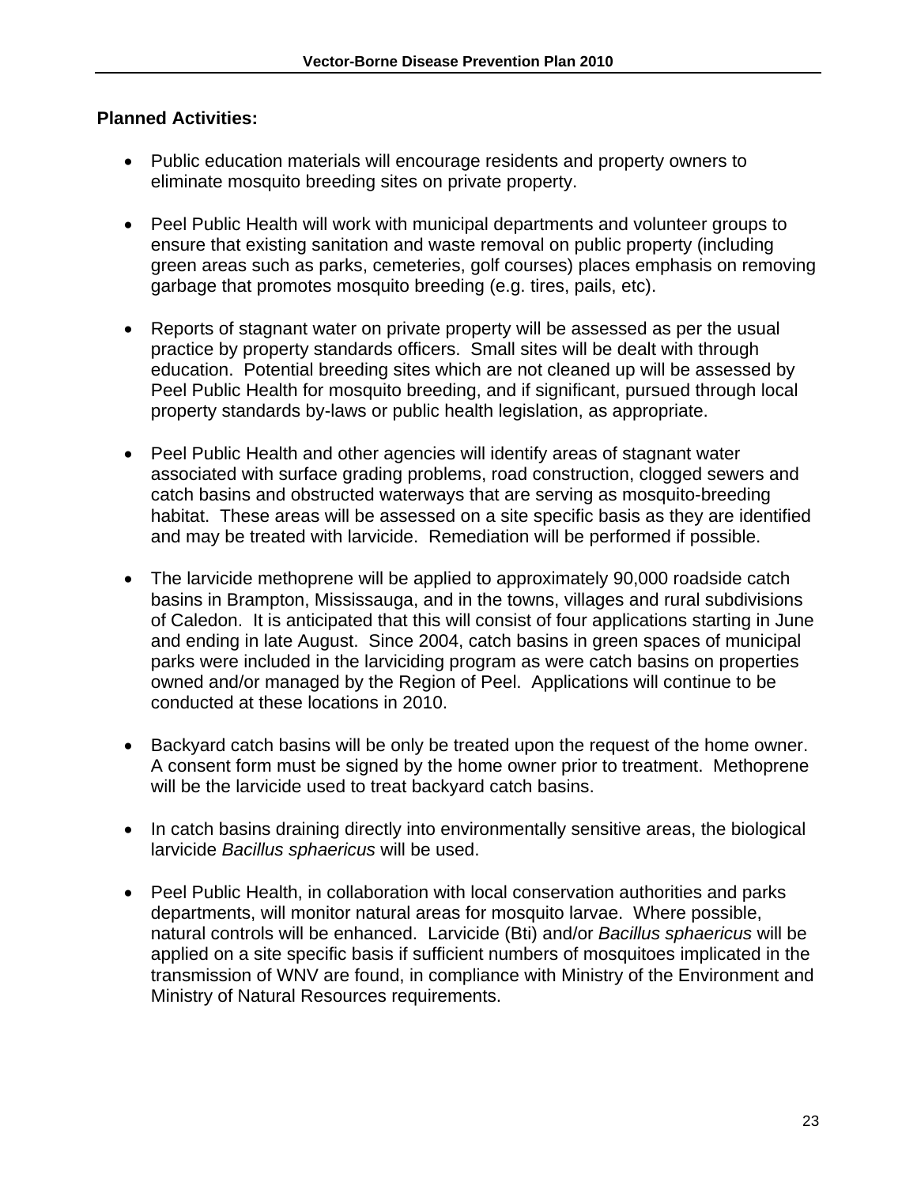**Planned Activities:**

- Public education materials will encourage residents and property owners to eliminate mosquito breeding sites on private property.

- Peel Public Health will work with municipal departments and volunteer groups to ensure that existing sanitation and waste removal on public property (including green areas such as parks, cemeteries, golf courses) places emphasis on removing garbage that promotes mosquito breeding (e.g. tires, pails, etc).

- Reports of stagnant water on private property will be assessed as per the usual practice by property standards officers. Small sites will be dealt with through education. Potential breeding sites which are not cleaned up will be assessed by Peel Public Health for mosquito breeding, and if significant, pursued through local property standards by-laws or public health legislation, as appropriate.

- Peel Public Health and other agencies will identify areas of stagnant water associated with surface grading problems, road construction, clogged sewers and catch basins and obstructed waterways that are serving as mosquito-breeding habitat. These areas will be assessed on a site specific basis as they are identified and may be treated with larvicide. Remediation will be performed if possible.

- The larvicide methoprene will be applied to approximately 90,000 roadside catch basins in Brampton, Mississauga, and in the towns, villages and rural subdivisions of Caledon. It is anticipated that this will consist of four applications starting in June and ending in late August. Since 2004, catch basins in green spaces of municipal parks were included in the larviciding program as were catch basins on properties owned and/or managed by the Region of Peel. Applications will continue to be conducted at these locations in 2010.

- Backyard catch basins will be only be treated upon the request of the home owner. A consent form must be signed by the home owner prior to treatment. Methoprene will be the larvicide used to treat backyard catch basins.

- In catch basins draining directly into environmentally sensitive areas, the biological larvicide *Bacillus sphaericus* will be used.

- Peel Public Health, in collaboration with local conservation authorities and parks departments, will monitor natural areas for mosquito larvae. Where possible, natural controls will be enhanced. Larvicide (Bti) and/or *Bacillus sphaericus* will be applied on a site specific basis if sufficient numbers of mosquitoes implicated in the transmission of WNV are found, in compliance with Ministry of the Environment and Ministry of Natural Resources requirements.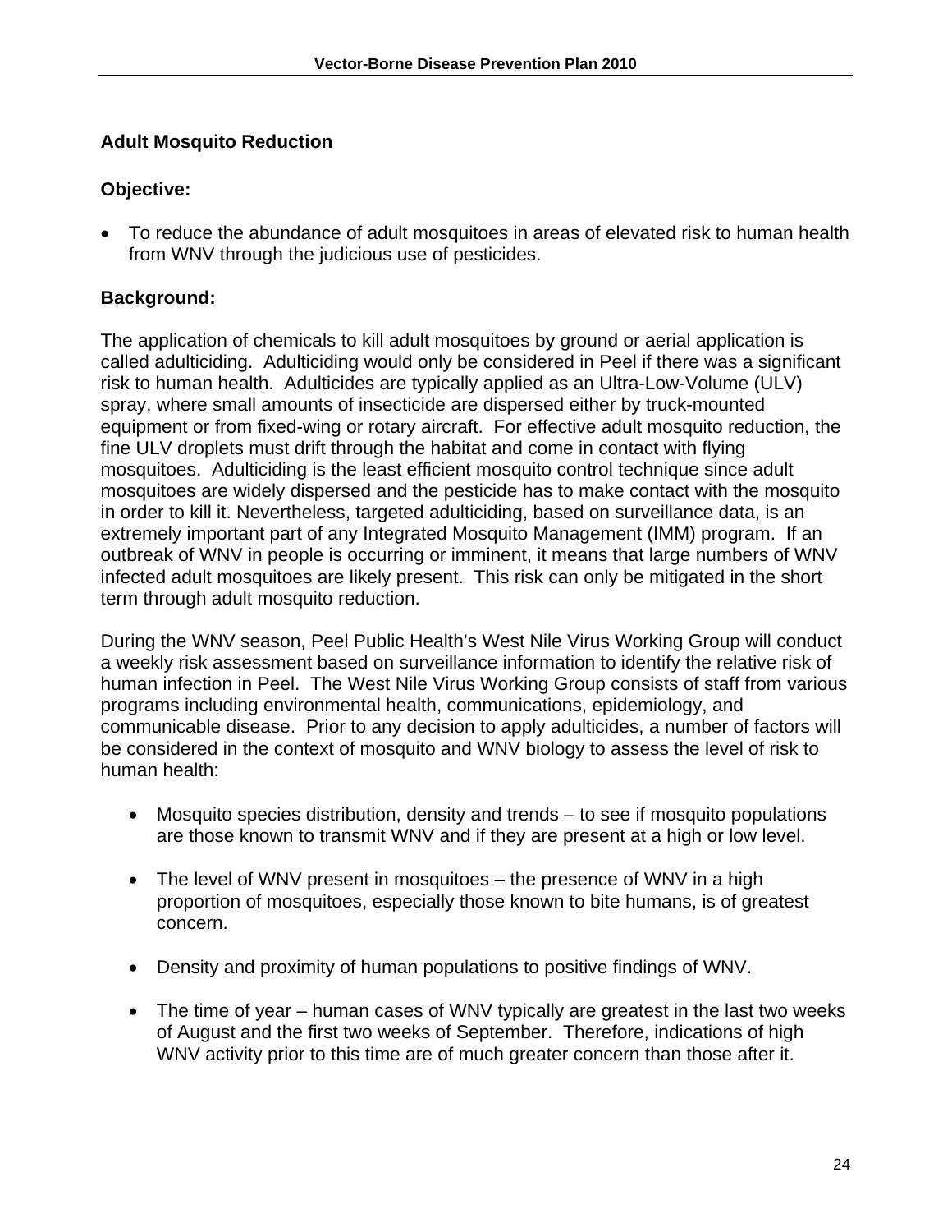## Adult Mosquito Reduction

### Objective:

- To reduce the abundance of adult mosquitoes in areas of elevated risk to human health from WNV through the judicious use of pesticides.

### Background:

The application of chemicals to kill adult mosquitoes by ground or aerial application is called adulticiding. Adulticiding would only be considered in Peel if there was a significant risk to human health. Adulticides are typically applied as an Ultra-Low-Volume (ULV) spray, where small amounts of insecticide are dispersed either by truck-mounted equipment or from fixed-wing or rotary aircraft. For effective adult mosquito reduction, the fine ULV droplets must drift through the habitat and come in contact with flying mosquitoes. Adulticiding is the least efficient mosquito control technique since adult mosquitoes are widely dispersed and the pesticide has to make contact with the mosquito in order to kill it. Nevertheless, targeted adulticiding, based on surveillance data, is an extremely important part of any Integrated Mosquito Management (IMM) program. If an outbreak of WNV in people is occurring or imminent, it means that large numbers of WNV infected adult mosquitoes are likely present. This risk can only be mitigated in the short term through adult mosquito reduction.

During the WNV season, Peel Public Health's West Nile Virus Working Group will conduct a weekly risk assessment based on surveillance information to identify the relative risk of human infection in Peel. The West Nile Virus Working Group consists of staff from various programs including environmental health, communications, epidemiology, and communicable disease. Prior to any decision to apply adulticides, a number of factors will be considered in the context of mosquito and WNV biology to assess the level of risk to human health:

- Mosquito species distribution, density and trends – to see if mosquito populations are those known to transmit WNV and if they are present at a high or low level.

- The level of WNV present in mosquitoes – the presence of WNV in a high proportion of mosquitoes, especially those known to bite humans, is of greatest concern.

- Density and proximity of human populations to positive findings of WNV.

- The time of year – human cases of WNV typically are greatest in the last two weeks of August and the first two weeks of September. Therefore, indications of high WNV activity prior to this time are of much greater concern than those after it.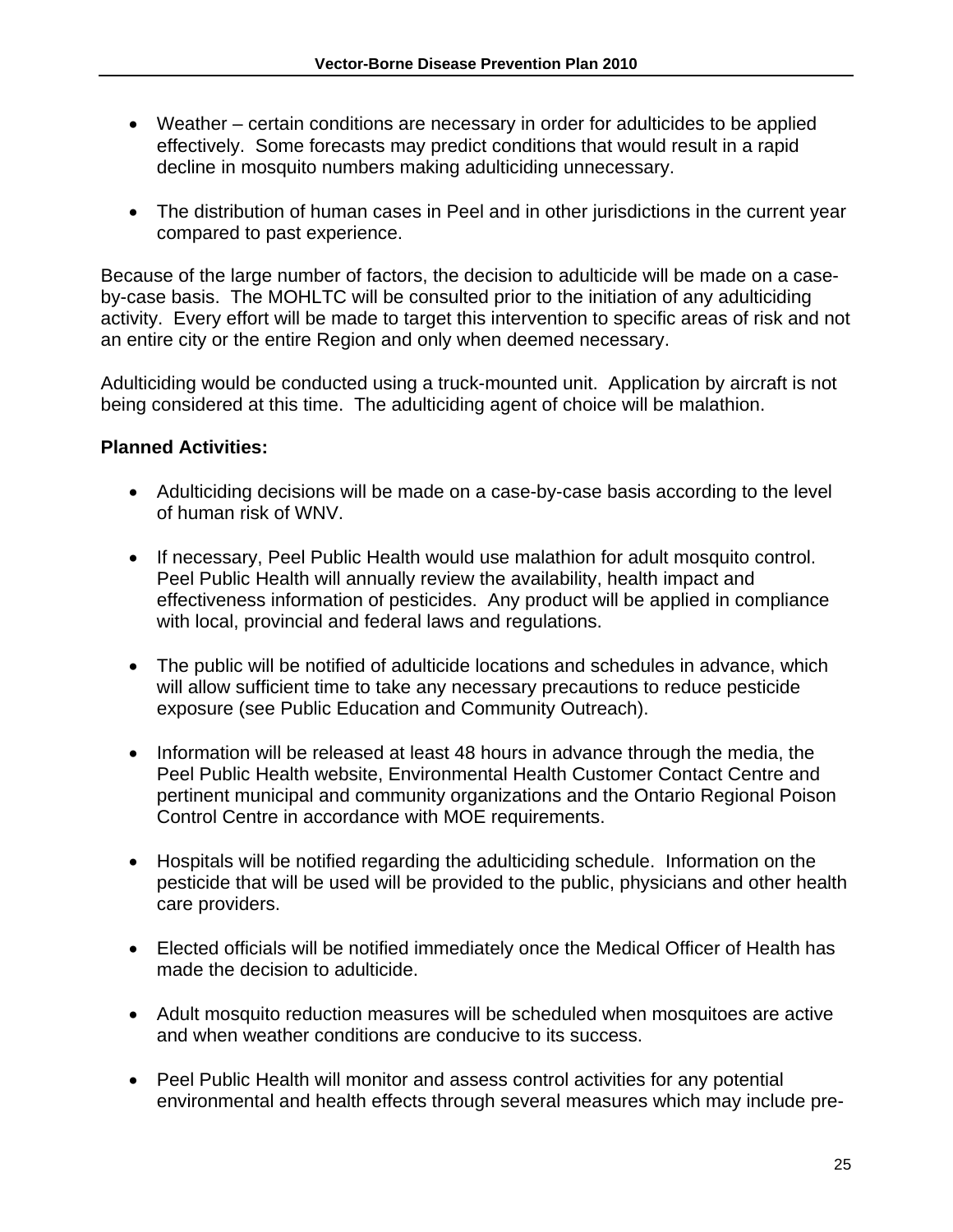- Weather – certain conditions are necessary in order for adulticides to be applied effectively. Some forecasts may predict conditions that would result in a rapid decline in mosquito numbers making adulticiding unnecessary.

- The distribution of human cases in Peel and in other jurisdictions in the current year compared to past experience.

Because of the large number of factors, the decision to adulticide will be made on a case-by-case basis. The MOHLTC will be consulted prior to the initiation of any adulticiding activity. Every effort will be made to target this intervention to specific areas of risk and not an entire city or the entire Region and only when deemed necessary.

Adulticiding would be conducted using a truck-mounted unit. Application by aircraft is not being considered at this time. The adulticiding agent of choice will be malathion.

**Planned Activities:**

- Adulticiding decisions will be made on a case-by-case basis according to the level of human risk of WNV.

- If necessary, Peel Public Health would use malathion for adult mosquito control. Peel Public Health will annually review the availability, health impact and effectiveness information of pesticides. Any product will be applied in compliance with local, provincial and federal laws and regulations.

- The public will be notified of adulticide locations and schedules in advance, which will allow sufficient time to take any necessary precautions to reduce pesticide exposure (see Public Education and Community Outreach).

- Information will be released at least 48 hours in advance through the media, the Peel Public Health website, Environmental Health Customer Contact Centre and pertinent municipal and community organizations and the Ontario Regional Poison Control Centre in accordance with MOE requirements.

- Hospitals will be notified regarding the adulticiding schedule. Information on the pesticide that will be used will be provided to the public, physicians and other health care providers.

- Elected officials will be notified immediately once the Medical Officer of Health has made the decision to adulticide.

- Adult mosquito reduction measures will be scheduled when mosquitoes are active and when weather conditions are conducive to its success.

- Peel Public Health will monitor and assess control activities for any potential environmental and health effects through several measures which may include pre-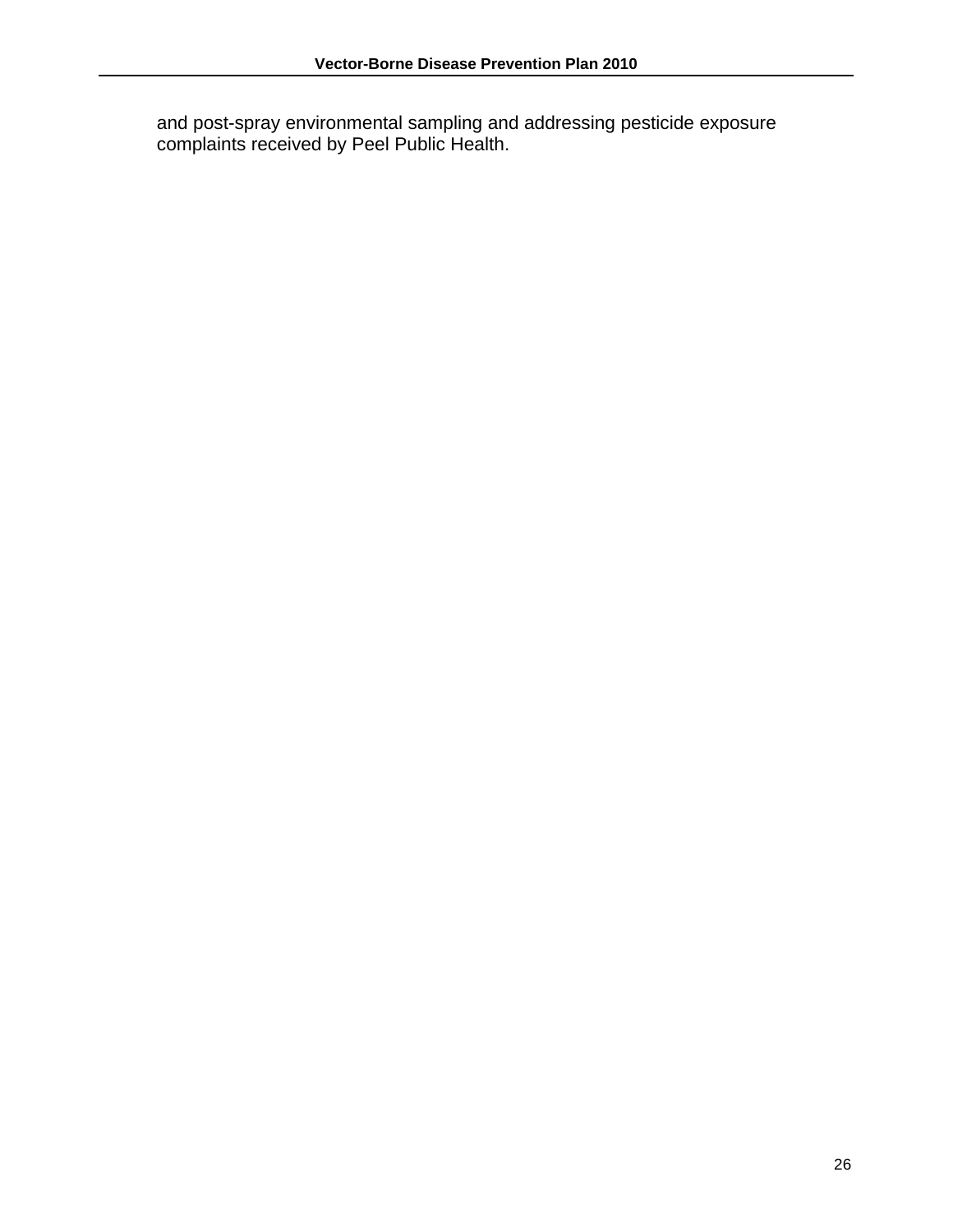and post-spray environmental sampling and addressing pesticide exposure complaints received by Peel Public Health.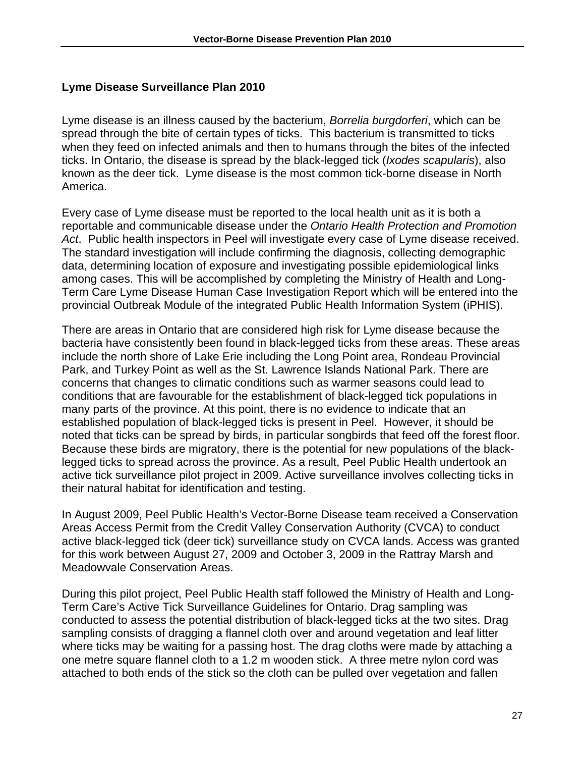## Lyme Disease Surveillance Plan 2010

Lyme disease is an illness caused by the bacterium, *Borrelia burgdorferi*, which can be spread through the bite of certain types of ticks. This bacterium is transmitted to ticks when they feed on infected animals and then to humans through the bites of the infected ticks. In Ontario, the disease is spread by the black-legged tick (*Ixodes scapularis*), also known as the deer tick. Lyme disease is the most common tick-borne disease in North America.

Every case of Lyme disease must be reported to the local health unit as it is both a reportable and communicable disease under the *Ontario Health Protection and Promotion Act*. Public health inspectors in Peel will investigate every case of Lyme disease received. The standard investigation will include confirming the diagnosis, collecting demographic data, determining location of exposure and investigating possible epidemiological links among cases. This will be accomplished by completing the Ministry of Health and Long-Term Care Lyme Disease Human Case Investigation Report which will be entered into the provincial Outbreak Module of the integrated Public Health Information System (iPHIS).

There are areas in Ontario that are considered high risk for Lyme disease because the bacteria have consistently been found in black-legged ticks from these areas. These areas include the north shore of Lake Erie including the Long Point area, Rondeau Provincial Park, and Turkey Point as well as the St. Lawrence Islands National Park. There are concerns that changes to climatic conditions such as warmer seasons could lead to conditions that are favourable for the establishment of black-legged tick populations in many parts of the province. At this point, there is no evidence to indicate that an established population of black-legged ticks is present in Peel. However, it should be noted that ticks can be spread by birds, in particular songbirds that feed off the forest floor. Because these birds are migratory, there is the potential for new populations of the black-legged ticks to spread across the province. As a result, Peel Public Health undertook an active tick surveillance pilot project in 2009. Active surveillance involves collecting ticks in their natural habitat for identification and testing.

In August 2009, Peel Public Health's Vector-Borne Disease team received a Conservation Areas Access Permit from the Credit Valley Conservation Authority (CVCA) to conduct active black-legged tick (deer tick) surveillance study on CVCA lands. Access was granted for this work between August 27, 2009 and October 3, 2009 in the Rattray Marsh and Meadowvale Conservation Areas.

During this pilot project, Peel Public Health staff followed the Ministry of Health and Long-Term Care's Active Tick Surveillance Guidelines for Ontario. Drag sampling was conducted to assess the potential distribution of black-legged ticks at the two sites. Drag sampling consists of dragging a flannel cloth over and around vegetation and leaf litter where ticks may be waiting for a passing host. The drag cloths were made by attaching a one metre square flannel cloth to a 1.2 m wooden stick. A three metre nylon cord was attached to both ends of the stick so the cloth can be pulled over vegetation and fallen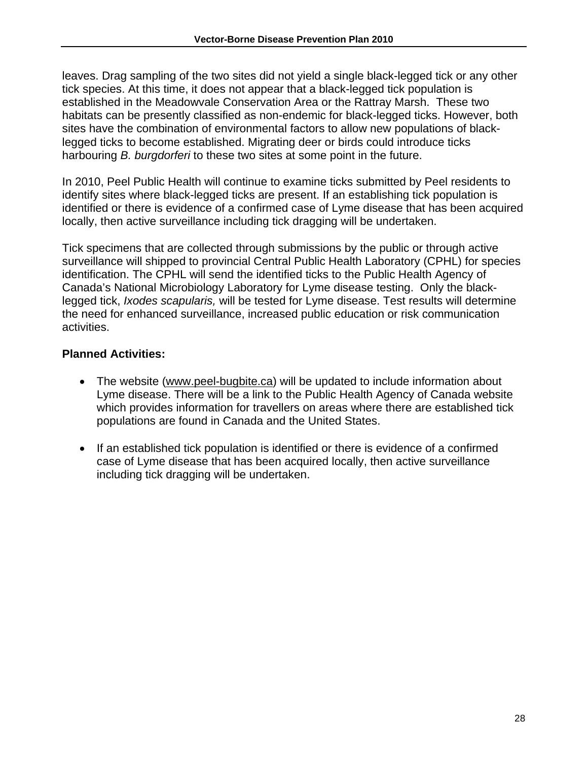leaves. Drag sampling of the two sites did not yield a single black-legged tick or any other tick species. At this time, it does not appear that a black-legged tick population is established in the Meadowvale Conservation Area or the Rattray Marsh. These two habitats can be presently classified as non-endemic for black-legged ticks. However, both sites have the combination of environmental factors to allow new populations of black-legged ticks to become established. Migrating deer or birds could introduce ticks harbouring *B. burgdorferi* to these two sites at some point in the future.

In 2010, Peel Public Health will continue to examine ticks submitted by Peel residents to identify sites where black-legged ticks are present. If an establishing tick population is identified or there is evidence of a confirmed case of Lyme disease that has been acquired locally, then active surveillance including tick dragging will be undertaken.

Tick specimens that are collected through submissions by the public or through active surveillance will shipped to provincial Central Public Health Laboratory (CPHL) for species identification. The CPHL will send the identified ticks to the Public Health Agency of Canada's National Microbiology Laboratory for Lyme disease testing. Only the black-legged tick, *Ixodes scapularis,* will be tested for Lyme disease. Test results will determine the need for enhanced surveillance, increased public education or risk communication activities.

**Planned Activities:**

- The website (www.peel-bugbite.ca) will be updated to include information about Lyme disease. There will be a link to the Public Health Agency of Canada website which provides information for travellers on areas where there are established tick populations are found in Canada and the United States.

- If an established tick population is identified or there is evidence of a confirmed case of Lyme disease that has been acquired locally, then active surveillance including tick dragging will be undertaken.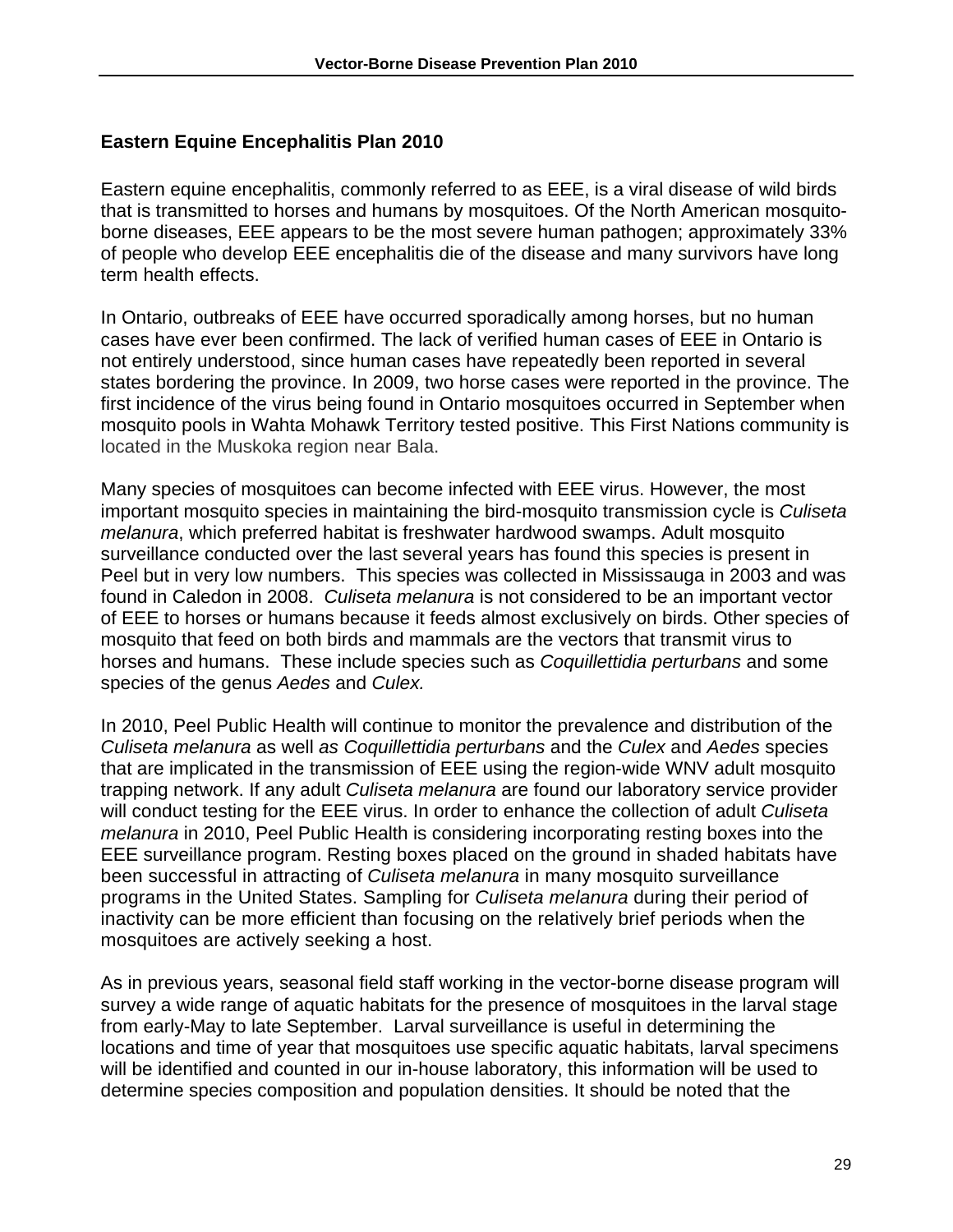## Eastern Equine Encephalitis Plan 2010

Eastern equine encephalitis, commonly referred to as EEE, is a viral disease of wild birds that is transmitted to horses and humans by mosquitoes. Of the North American mosquito-borne diseases, EEE appears to be the most severe human pathogen; approximately 33% of people who develop EEE encephalitis die of the disease and many survivors have long term health effects.

In Ontario, outbreaks of EEE have occurred sporadically among horses, but no human cases have ever been confirmed. The lack of verified human cases of EEE in Ontario is not entirely understood, since human cases have repeatedly been reported in several states bordering the province. In 2009, two horse cases were reported in the province. The first incidence of the virus being found in Ontario mosquitoes occurred in September when mosquito pools in Wahta Mohawk Territory tested positive. This First Nations community is located in the Muskoka region near Bala.

Many species of mosquitoes can become infected with EEE virus. However, the most important mosquito species in maintaining the bird-mosquito transmission cycle is *Culiseta melanura*, which preferred habitat is freshwater hardwood swamps. Adult mosquito surveillance conducted over the last several years has found this species is present in Peel but in very low numbers. This species was collected in Mississauga in 2003 and was found in Caledon in 2008. *Culiseta melanura* is not considered to be an important vector of EEE to horses or humans because it feeds almost exclusively on birds. Other species of mosquito that feed on both birds and mammals are the vectors that transmit virus to horses and humans. These include species such as *Coquillettidia perturbans* and some species of the genus *Aedes* and *Culex.*

In 2010, Peel Public Health will continue to monitor the prevalence and distribution of the *Culiseta melanura* as well *as Coquillettidia perturbans* and the *Culex* and *Aedes* species that are implicated in the transmission of EEE using the region-wide WNV adult mosquito trapping network. If any adult *Culiseta melanura* are found our laboratory service provider will conduct testing for the EEE virus. In order to enhance the collection of adult *Culiseta melanura* in 2010, Peel Public Health is considering incorporating resting boxes into the EEE surveillance program. Resting boxes placed on the ground in shaded habitats have been successful in attracting of *Culiseta melanura* in many mosquito surveillance programs in the United States. Sampling for *Culiseta melanura* during their period of inactivity can be more efficient than focusing on the relatively brief periods when the mosquitoes are actively seeking a host.

As in previous years, seasonal field staff working in the vector-borne disease program will survey a wide range of aquatic habitats for the presence of mosquitoes in the larval stage from early-May to late September. Larval surveillance is useful in determining the locations and time of year that mosquitoes use specific aquatic habitats, larval specimens will be identified and counted in our in-house laboratory, this information will be used to determine species composition and population densities. It should be noted that the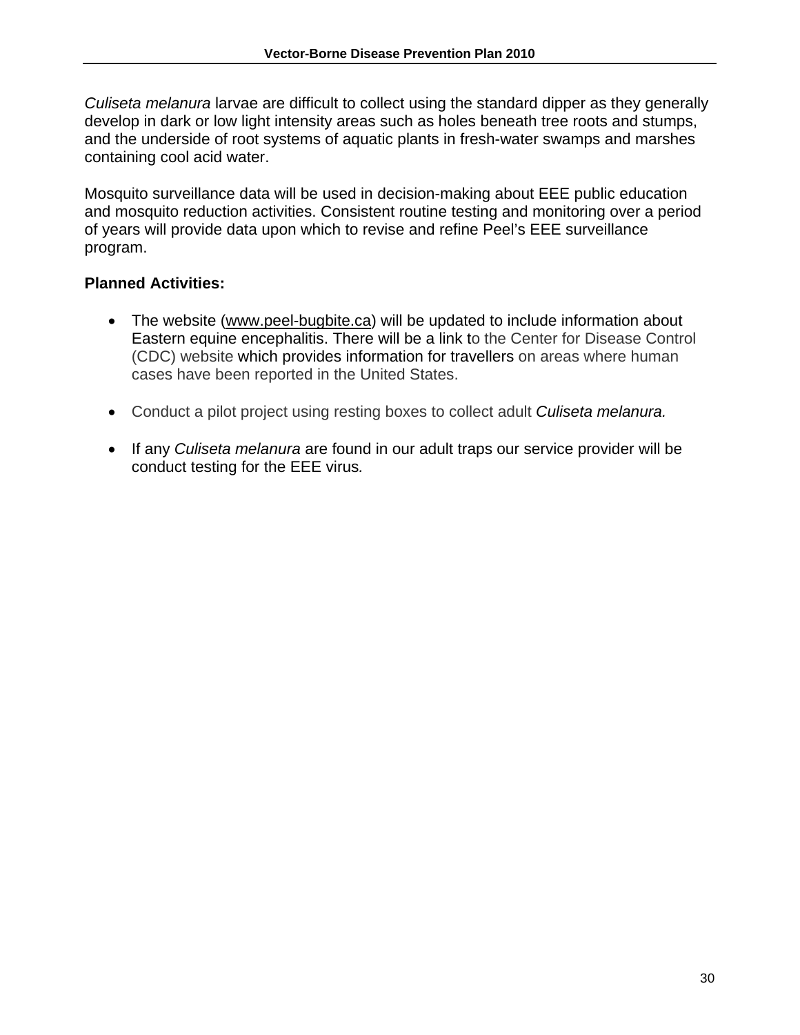*Culiseta melanura* larvae are difficult to collect using the standard dipper as they generally develop in dark or low light intensity areas such as holes beneath tree roots and stumps, and the underside of root systems of aquatic plants in fresh-water swamps and marshes containing cool acid water.

Mosquito surveillance data will be used in decision-making about EEE public education and mosquito reduction activities. Consistent routine testing and monitoring over a period of years will provide data upon which to revise and refine Peel's EEE surveillance program.

**Planned Activities:**

- The website (www.peel-bugbite.ca) will be updated to include information about Eastern equine encephalitis. There will be a link to the Center for Disease Control (CDC) website which provides information for travellers on areas where human cases have been reported in the United States.

- Conduct a pilot project using resting boxes to collect adult *Culiseta melanura.*

- If any *Culiseta melanura* are found in our adult traps our service provider will be conduct testing for the EEE virus*.*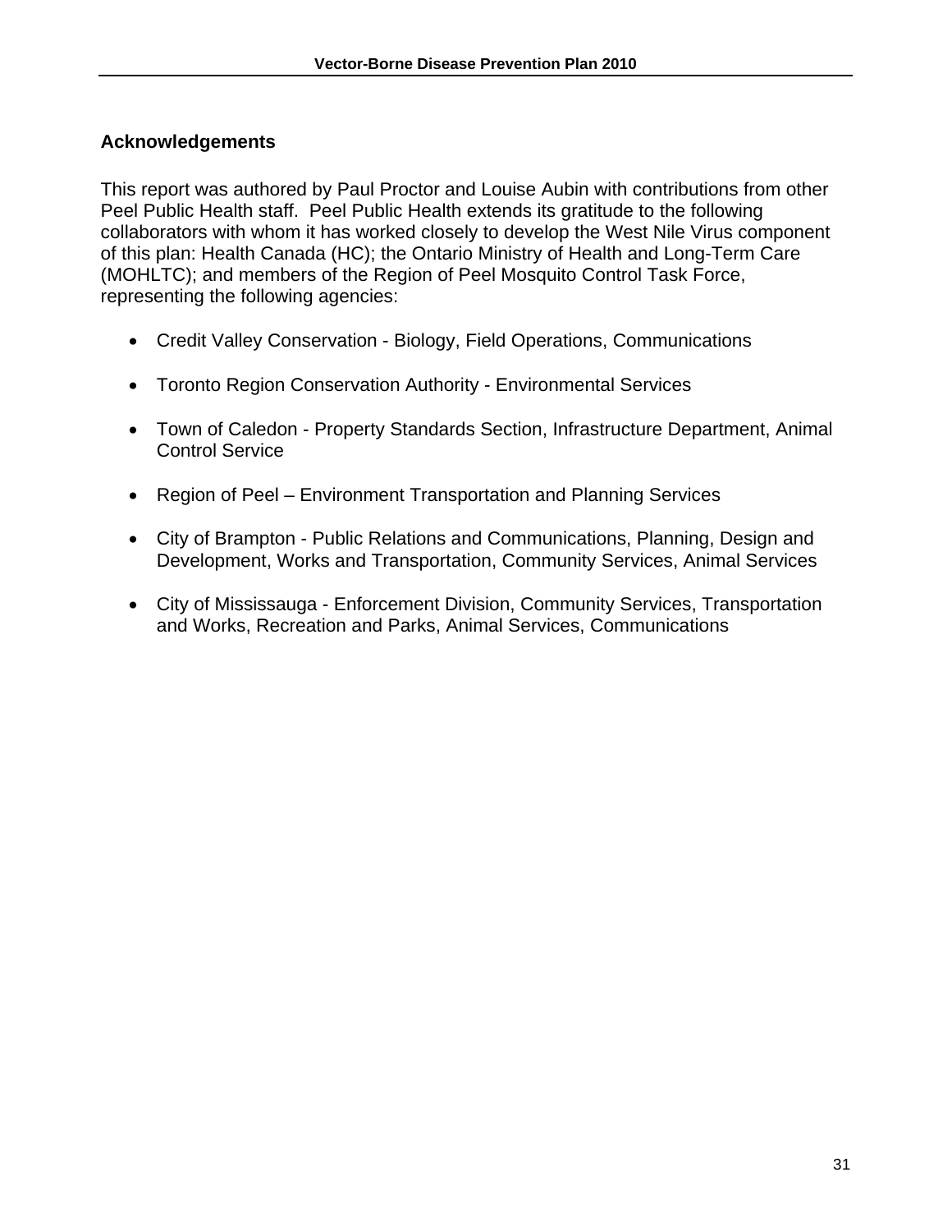## Acknowledgements

This report was authored by Paul Proctor and Louise Aubin with contributions from other Peel Public Health staff. Peel Public Health extends its gratitude to the following collaborators with whom it has worked closely to develop the West Nile Virus component of this plan: Health Canada (HC); the Ontario Ministry of Health and Long-Term Care (MOHLTC); and members of the Region of Peel Mosquito Control Task Force, representing the following agencies:

- Credit Valley Conservation - Biology, Field Operations, Communications
- Toronto Region Conservation Authority - Environmental Services
- Town of Caledon - Property Standards Section, Infrastructure Department, Animal Control Service
- Region of Peel – Environment Transportation and Planning Services
- City of Brampton - Public Relations and Communications, Planning, Design and Development, Works and Transportation, Community Services, Animal Services
- City of Mississauga - Enforcement Division, Community Services, Transportation and Works, Recreation and Parks, Animal Services, Communications